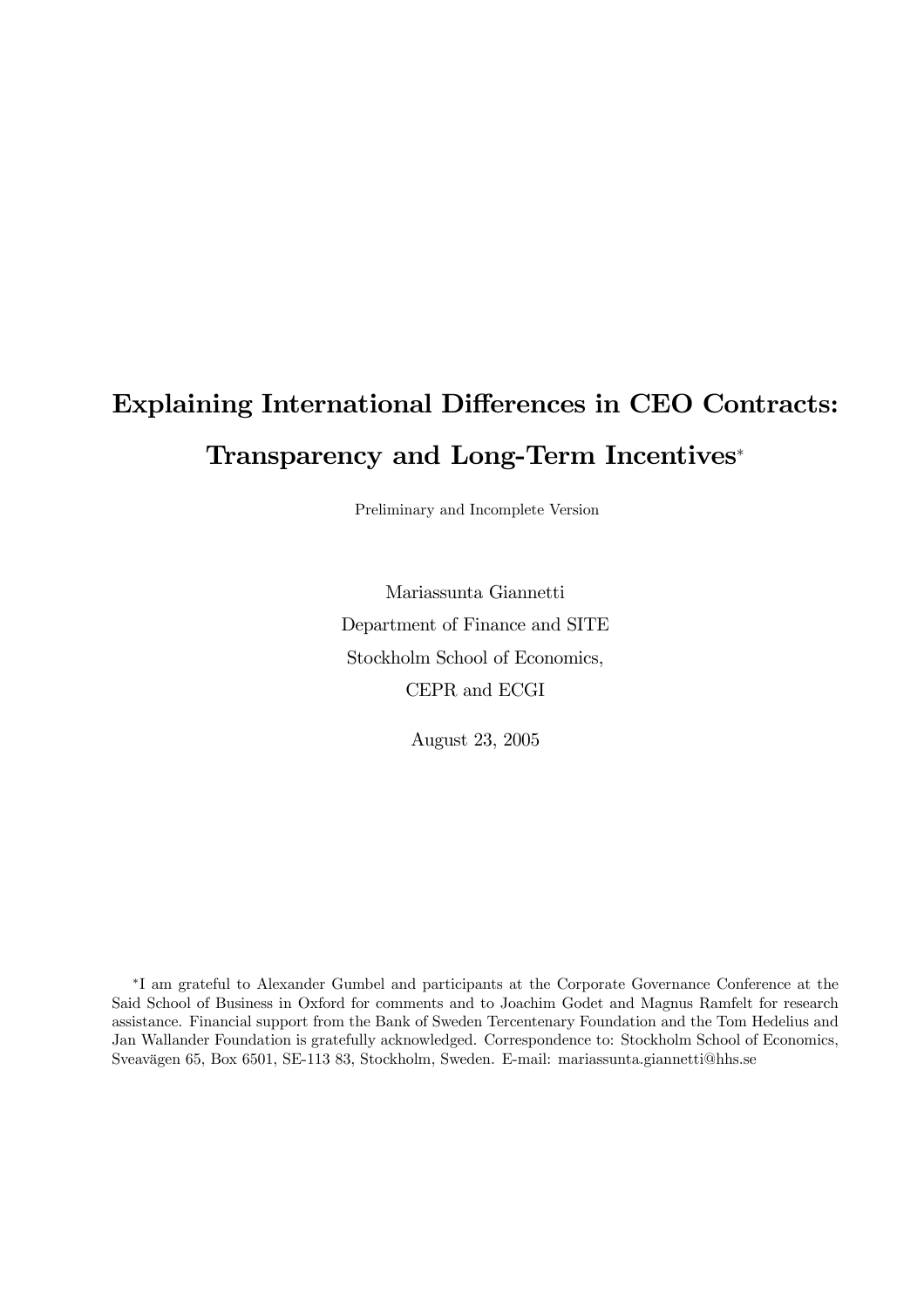# Explaining International Differences in CEO Contracts: Transparency and Long-Term Incentives*

Preliminary and Incomplete Version

Mariassunta Giannetti

Department of Finance and SITE

Stockholm School of Economics,

CEPR and ECGI

August 23, 2005

*I am grateful to Alexander Gumbel and participants at the Corporate Governance Conference at the Said School of Business in Oxford for comments and to Joachim Godet and Magnus Ramfelt for research assistance. Financial support from the Bank of Sweden Tercentenary Foundation and the Tom Hedelius and Jan Wallander Foundation is gratefully acknowledged. Correspondence to: Stockholm School of Economics, Sveavägen 65, Box 6501, SE-113 83, Stockholm, Sweden. E-mail: mariassunta.giannetti@hhs.se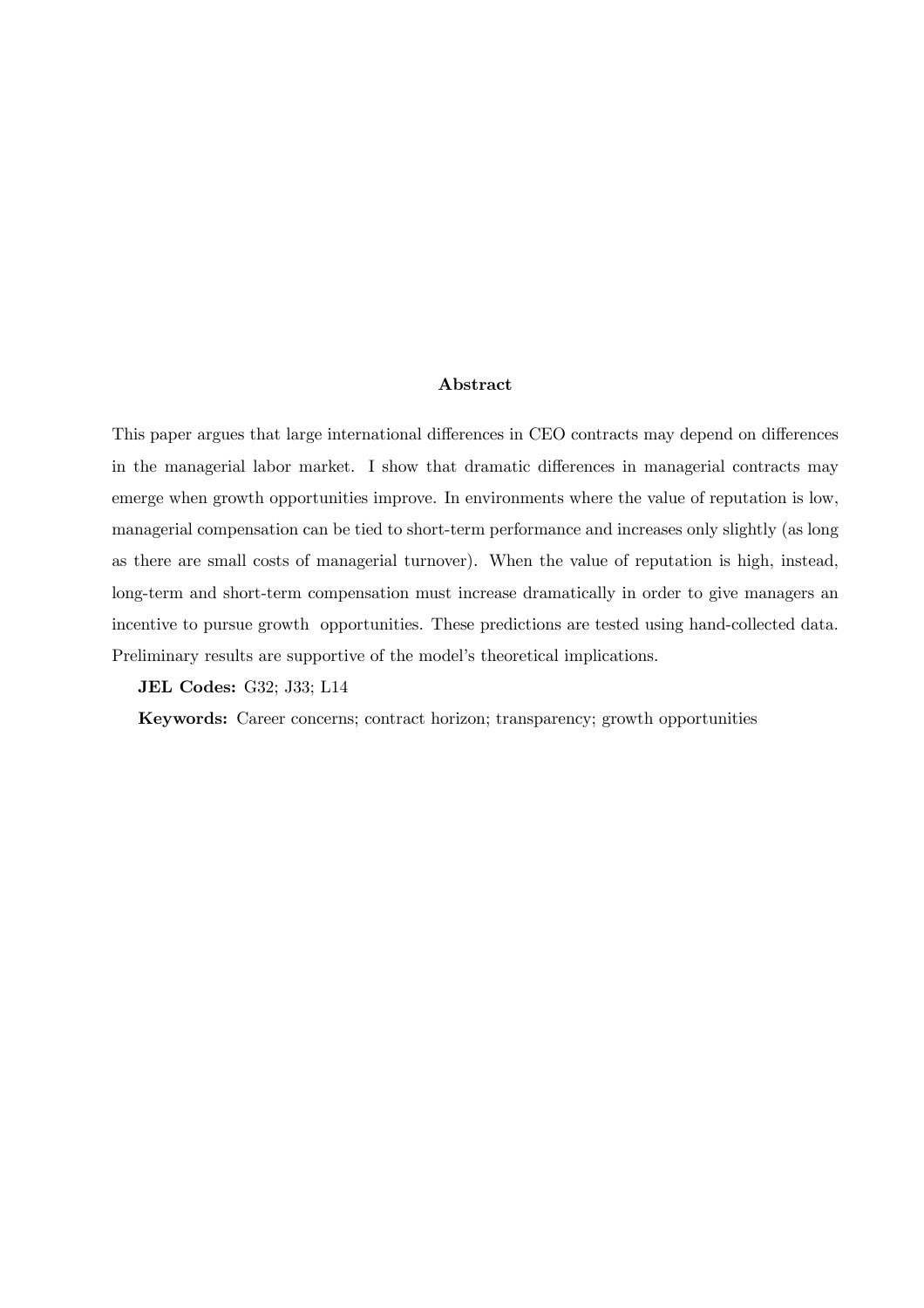### Abstract

This paper argues that large international differences in CEO contracts may depend on differences in the managerial labor market. I show that dramatic differences in managerial contracts may emerge when growth opportunities improve. In environments where the value of reputation is low, managerial compensation can be tied to short-term performance and increases only slightly (as long as there are small costs of managerial turnover). When the value of reputation is high, instead, long-term and short-term compensation must increase dramatically in order to give managers an incentive to pursue growth opportunities. These predictions are tested using hand-collected data. Preliminary results are supportive of the model's theoretical implications.

**JEL Codes:** G32; J33; L14

**Keywords:** Career concerns; contract horizon; transparency; growth opportunities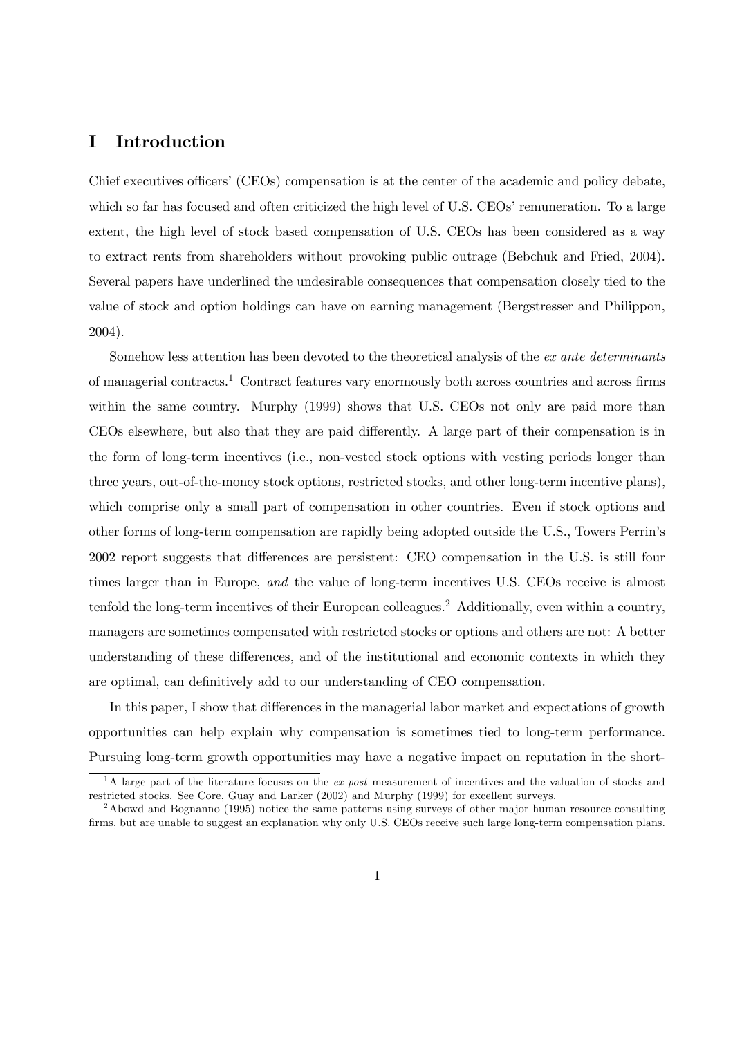# I Introduction

Chief executives officers' (CEOs) compensation is at the center of the academic and policy debate, which so far has focused and often criticized the high level of U.S. CEOs' remuneration. To a large extent, the high level of stock based compensation of U.S. CEOs has been considered as a way to extract rents from shareholders without provoking public outrage (Bebchuk and Fried, 2004). Several papers have underlined the undesirable consequences that compensation closely tied to the value of stock and option holdings can have on earning management (Bergstresser and Philippon, 2004).

Somehow less attention has been devoted to the theoretical analysis of the *ex ante determinants* of managerial contracts.[1] Contract features vary enormously both across countries and across firms within the same country. Murphy (1999) shows that U.S. CEOs not only are paid more than CEOs elsewhere, but also that they are paid differently. A large part of their compensation is in the form of long-term incentives (i.e., non-vested stock options with vesting periods longer than three years, out-of-the-money stock options, restricted stocks, and other long-term incentive plans), which comprise only a small part of compensation in other countries. Even if stock options and other forms of long-term compensation are rapidly being adopted outside the U.S., Towers Perrin's 2002 report suggests that differences are persistent: CEO compensation in the U.S. is still four times larger than in Europe, *and* the value of long-term incentives U.S. CEOs receive is almost tenfold the long-term incentives of their European colleagues.[2] Additionally, even within a country, managers are sometimes compensated with restricted stocks or options and others are not: A better understanding of these differences, and of the institutional and economic contexts in which they are optimal, can definitively add to our understanding of CEO compensation.

In this paper, I show that differences in the managerial labor market and expectations of growth opportunities can help explain why compensation is sometimes tied to long-term performance. Pursuing long-term growth opportunities may have a negative impact on reputation in the short-

[1] A large part of the literature focuses on the *ex post* measurement of incentives and the valuation of stocks and restricted stocks. See Core, Guay and Larker (2002) and Murphy (1999) for excellent surveys.

[2] Abowd and Bognanno (1995) notice the same patterns using surveys of other major human resource consulting firms, but are unable to suggest an explanation why only U.S. CEOs receive such large long-term compensation plans.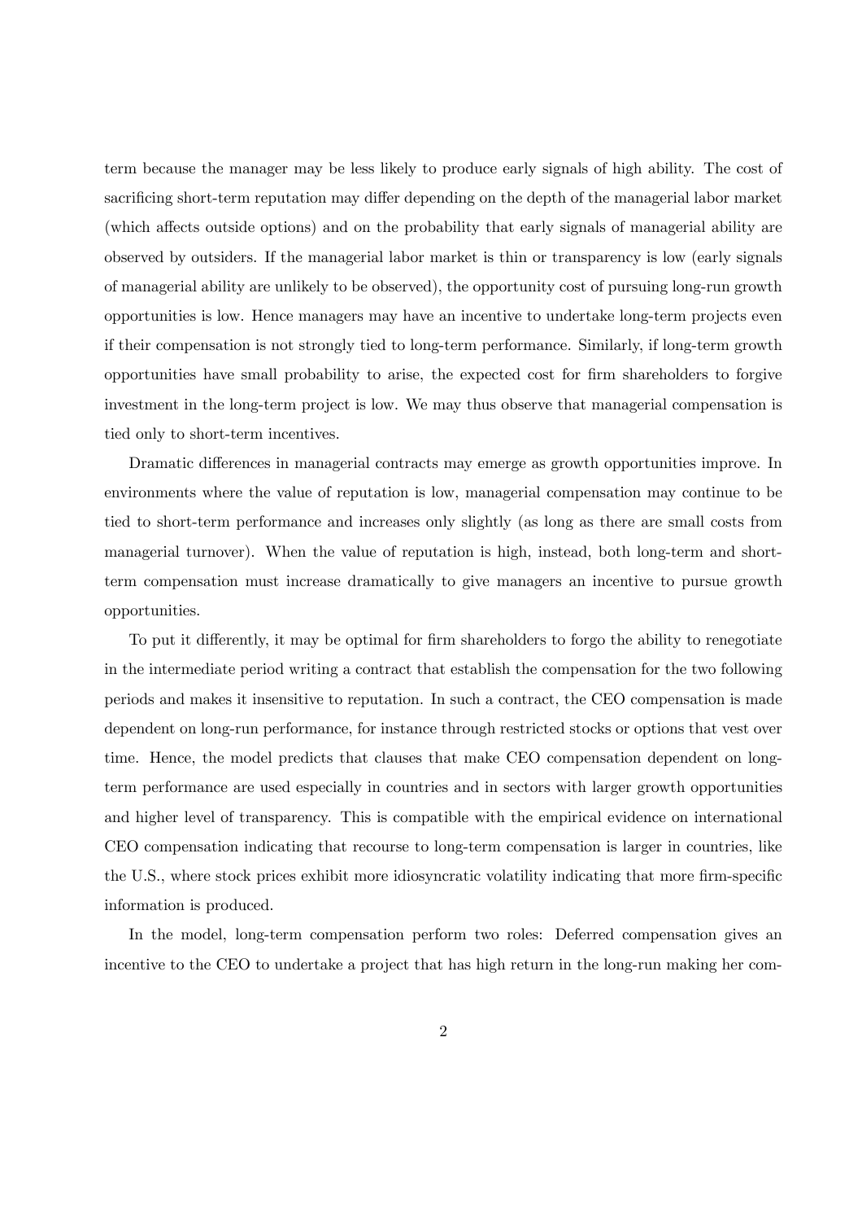term because the manager may be less likely to produce early signals of high ability. The cost of sacrificing short-term reputation may differ depending on the depth of the managerial labor market (which affects outside options) and on the probability that early signals of managerial ability are observed by outsiders. If the managerial labor market is thin or transparency is low (early signals of managerial ability are unlikely to be observed), the opportunity cost of pursuing long-run growth opportunities is low. Hence managers may have an incentive to undertake long-term projects even if their compensation is not strongly tied to long-term performance. Similarly, if long-term growth opportunities have small probability to arise, the expected cost for firm shareholders to forgive investment in the long-term project is low. We may thus observe that managerial compensation is tied only to short-term incentives.

Dramatic differences in managerial contracts may emerge as growth opportunities improve. In environments where the value of reputation is low, managerial compensation may continue to be tied to short-term performance and increases only slightly (as long as there are small costs from managerial turnover). When the value of reputation is high, instead, both long-term and short-term compensation must increase dramatically to give managers an incentive to pursue growth opportunities.

To put it differently, it may be optimal for firm shareholders to forgo the ability to renegotiate in the intermediate period writing a contract that establish the compensation for the two following periods and makes it insensitive to reputation. In such a contract, the CEO compensation is made dependent on long-run performance, for instance through restricted stocks or options that vest over time. Hence, the model predicts that clauses that make CEO compensation dependent on long-term performance are used especially in countries and in sectors with larger growth opportunities and higher level of transparency. This is compatible with the empirical evidence on international CEO compensation indicating that recourse to long-term compensation is larger in countries, like the U.S., where stock prices exhibit more idiosyncratic volatility indicating that more firm-specific information is produced.

In the model, long-term compensation perform two roles: Deferred compensation gives an incentive to the CEO to undertake a project that has high return in the long-run making her com-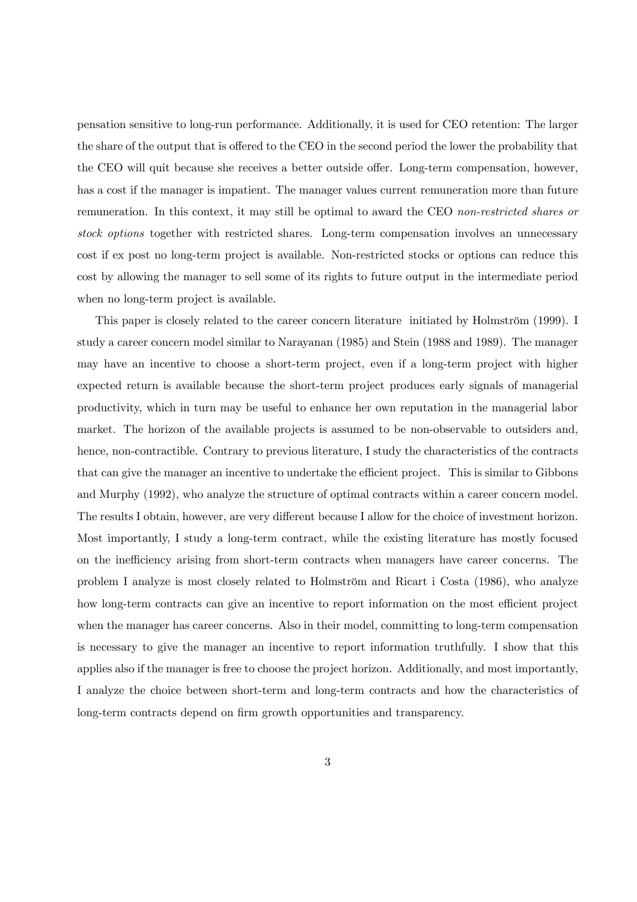pensation sensitive to long-run performance. Additionally, it is used for CEO retention: The larger the share of the output that is offered to the CEO in the second period the lower the probability that the CEO will quit because she receives a better outside offer. Long-term compensation, however, has a cost if the manager is impatient. The manager values current remuneration more than future remuneration. In this context, it may still be optimal to award the CEO *non-restricted shares or stock options* together with restricted shares. Long-term compensation involves an unnecessary cost if ex post no long-term project is available. Non-restricted stocks or options can reduce this cost by allowing the manager to sell some of its rights to future output in the intermediate period when no long-term project is available.

This paper is closely related to the career concern literature initiated by Holmström (1999). I study a career concern model similar to Narayanan (1985) and Stein (1988 and 1989). The manager may have an incentive to choose a short-term project, even if a long-term project with higher expected return is available because the short-term project produces early signals of managerial productivity, which in turn may be useful to enhance her own reputation in the managerial labor market. The horizon of the available projects is assumed to be non-observable to outsiders and, hence, non-contractible. Contrary to previous literature, I study the characteristics of the contracts that can give the manager an incentive to undertake the efficient project. This is similar to Gibbons and Murphy (1992), who analyze the structure of optimal contracts within a career concern model. The results I obtain, however, are very different because I allow for the choice of investment horizon. Most importantly, I study a long-term contract, while the existing literature has mostly focused on the inefficiency arising from short-term contracts when managers have career concerns. The problem I analyze is most closely related to Holmström and Ricart i Costa (1986), who analyze how long-term contracts can give an incentive to report information on the most efficient project when the manager has career concerns. Also in their model, committing to long-term compensation is necessary to give the manager an incentive to report information truthfully. I show that this applies also if the manager is free to choose the project horizon. Additionally, and most importantly, I analyze the choice between short-term and long-term contracts and how the characteristics of long-term contracts depend on firm growth opportunities and transparency.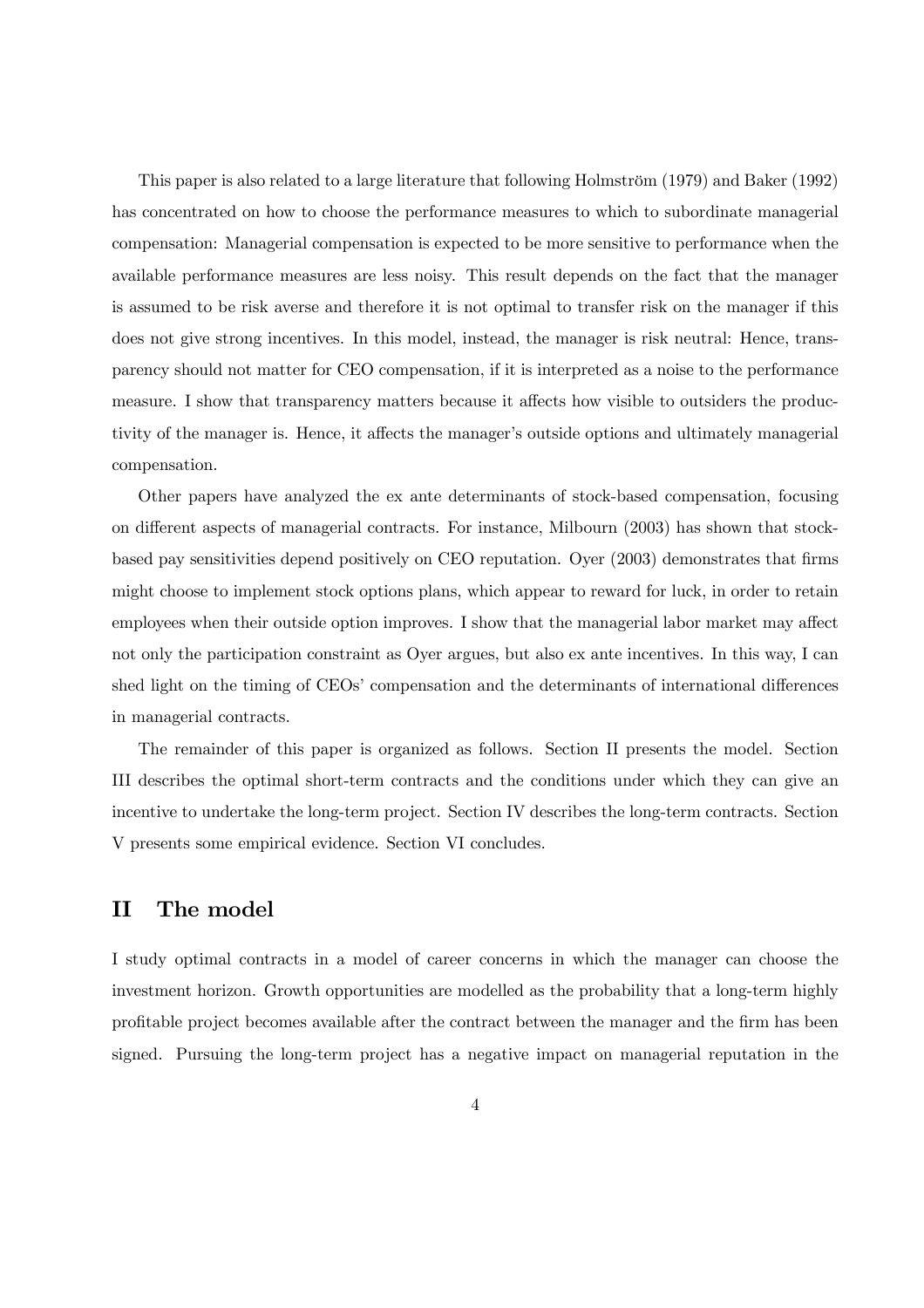This paper is also related to a large literature that following Holmström (1979) and Baker (1992) has concentrated on how to choose the performance measures to which to subordinate managerial compensation: Managerial compensation is expected to be more sensitive to performance when the available performance measures are less noisy. This result depends on the fact that the manager is assumed to be risk averse and therefore it is not optimal to transfer risk on the manager if this does not give strong incentives. In this model, instead, the manager is risk neutral: Hence, transparency should not matter for CEO compensation, if it is interpreted as a noise to the performance measure. I show that transparency matters because it affects how visible to outsiders the productivity of the manager is. Hence, it affects the manager's outside options and ultimately managerial compensation.

Other papers have analyzed the ex ante determinants of stock-based compensation, focusing on different aspects of managerial contracts. For instance, Milbourn (2003) has shown that stock-based pay sensitivities depend positively on CEO reputation. Oyer (2003) demonstrates that firms might choose to implement stock options plans, which appear to reward for luck, in order to retain employees when their outside option improves. I show that the managerial labor market may affect not only the participation constraint as Oyer argues, but also ex ante incentives. In this way, I can shed light on the timing of CEOs' compensation and the determinants of international differences in managerial contracts.

The remainder of this paper is organized as follows. Section II presents the model. Section III describes the optimal short-term contracts and the conditions under which they can give an incentive to undertake the long-term project. Section IV describes the long-term contracts. Section V presents some empirical evidence. Section VI concludes.

## II The model

I study optimal contracts in a model of career concerns in which the manager can choose the investment horizon. Growth opportunities are modelled as the probability that a long-term highly profitable project becomes available after the contract between the manager and the firm has been signed. Pursuing the long-term project has a negative impact on managerial reputation in the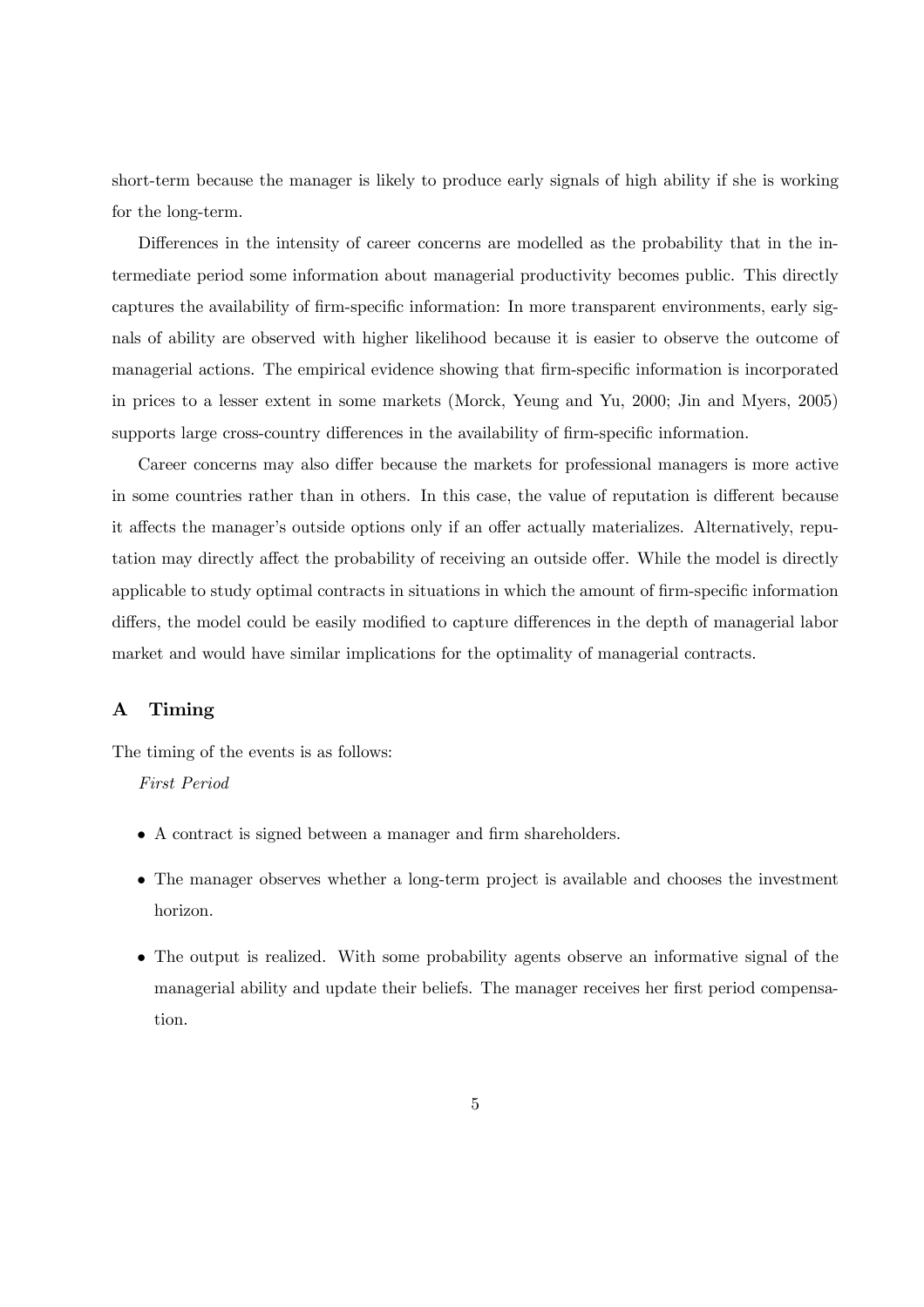short-term because the manager is likely to produce early signals of high ability if she is working for the long-term.

Differences in the intensity of career concerns are modelled as the probability that in the intermediate period some information about managerial productivity becomes public. This directly captures the availability of firm-specific information: In more transparent environments, early signals of ability are observed with higher likelihood because it is easier to observe the outcome of managerial actions. The empirical evidence showing that firm-specific information is incorporated in prices to a lesser extent in some markets (Morck, Yeung and Yu, 2000; Jin and Myers, 2005) supports large cross-country differences in the availability of firm-specific information.

Career concerns may also differ because the markets for professional managers is more active in some countries rather than in others. In this case, the value of reputation is different because it affects the manager's outside options only if an offer actually materializes. Alternatively, reputation may directly affect the probability of receiving an outside offer. While the model is directly applicable to study optimal contracts in situations in which the amount of firm-specific information differs, the model could be easily modified to capture differences in the depth of managerial labor market and would have similar implications for the optimality of managerial contracts.

## A Timing

The timing of the events is as follows:

*First Period*

- A contract is signed between a manager and firm shareholders.
- The manager observes whether a long-term project is available and chooses the investment horizon.
- The output is realized. With some probability agents observe an informative signal of the managerial ability and update their beliefs. The manager receives her first period compensation.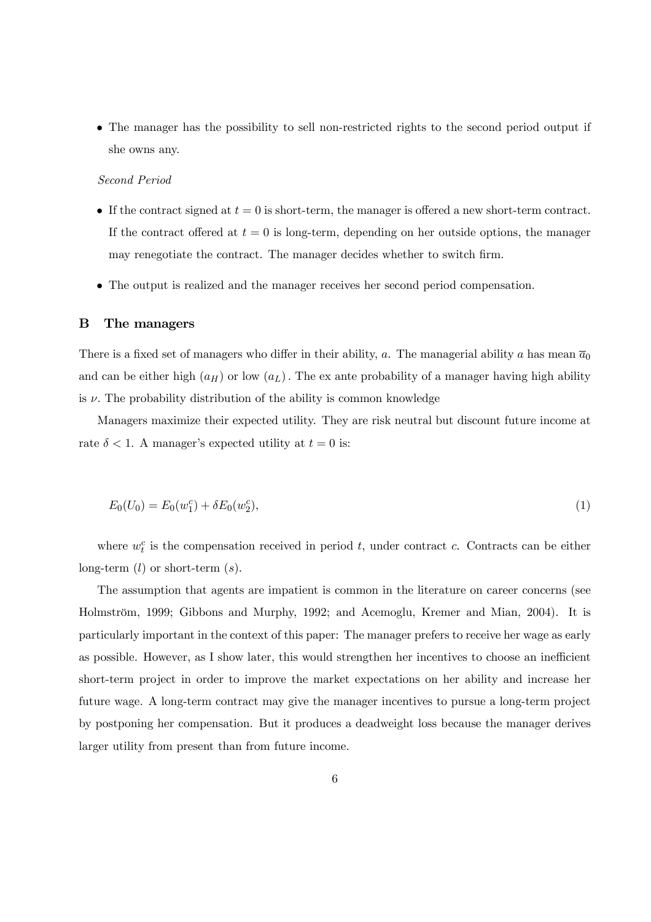- The manager has the possibility to sell non-restricted rights to the second period output if she owns any.

*Second Period*

- If the contract signed at $t = 0$ is short-term, the manager is offered a new short-term contract. If the contract offered at $t = 0$ is long-term, depending on her outside options, the manager may renegotiate the contract. The manager decides whether to switch firm.
- The output is realized and the manager receives her second period compensation.

## B The managers

There is a fixed set of managers who differ in their ability, $a$. The managerial ability $a$ has mean $\overline{a}_0$ and can be either high $(a_H)$ or low $(a_L)$. The ex ante probability of a manager having high ability is $\nu$. The probability distribution of the ability is common knowledge

Managers maximize their expected utility. They are risk neutral but discount future income at rate $\delta < 1$. A manager's expected utility at $t = 0$ is:

$$E_0(U_0) = E_0(w_1^c) + \delta E_0(w_2^c), \tag{1}$$

where $w_t^c$ is the compensation received in period $t$, under contract $c$. Contracts can be either long-term $(l)$ or short-term $(s)$.

The assumption that agents are impatient is common in the literature on career concerns (see Holmström, 1999; Gibbons and Murphy, 1992; and Acemoglu, Kremer and Mian, 2004). It is particularly important in the context of this paper: The manager prefers to receive her wage as early as possible. However, as I show later, this would strengthen her incentives to choose an inefficient short-term project in order to improve the market expectations on her ability and increase her future wage. A long-term contract may give the manager incentives to pursue a long-term project by postponing her compensation. But it produces a deadweight loss because the manager derives larger utility from present than from future income.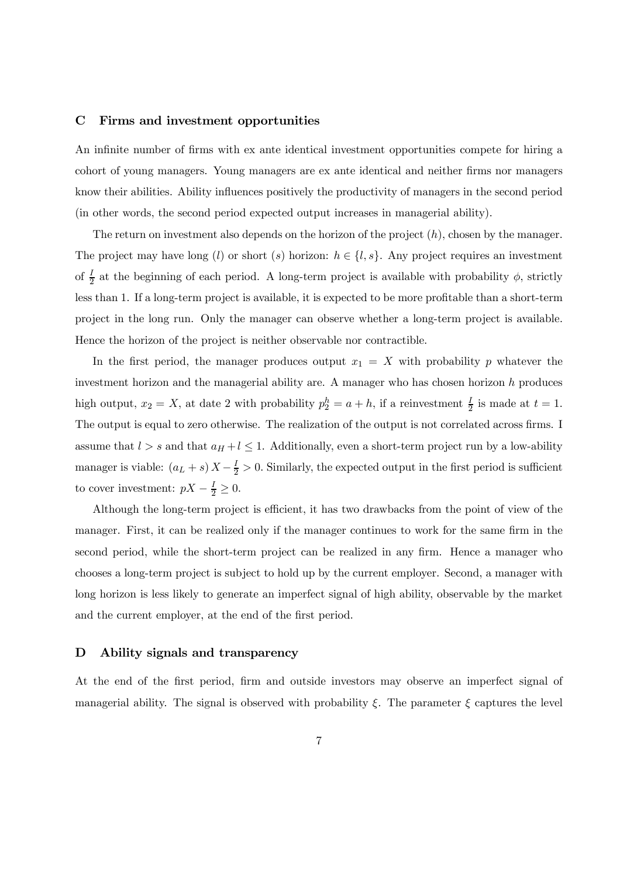## C Firms and investment opportunities

An infinite number of firms with ex ante identical investment opportunities compete for hiring a cohort of young managers. Young managers are ex ante identical and neither firms nor managers know their abilities. Ability influences positively the productivity of managers in the second period (in other words, the second period expected output increases in managerial ability).

The return on investment also depends on the horizon of the project ($h$), chosen by the manager. The project may have long ($l$) or short ($s$) horizon: $h \in \{l, s\}$. Any project requires an investment of $\frac{I}{2}$ at the beginning of each period. A long-term project is available with probability $\phi$, strictly less than 1. If a long-term project is available, it is expected to be more profitable than a short-term project in the long run. Only the manager can observe whether a long-term project is available. Hence the horizon of the project is neither observable nor contractible.

In the first period, the manager produces output $x_1 = X$ with probability $p$ whatever the investment horizon and the managerial ability are. A manager who has chosen horizon $h$ produces high output, $x_2 = X$, at date 2 with probability $p_2^h = a + h$, if a reinvestment $\frac{I}{2}$ is made at $t = 1$. The output is equal to zero otherwise. The realization of the output is not correlated across firms. I assume that $l > s$ and that $a_H + l \leq 1$. Additionally, even a short-term project run by a low-ability manager is viable: $(a_L + s)X - \frac{I}{2} > 0$. Similarly, the expected output in the first period is sufficient to cover investment: $pX - \frac{I}{2} \geq 0$.

Although the long-term project is efficient, it has two drawbacks from the point of view of the manager. First, it can be realized only if the manager continues to work for the same firm in the second period, while the short-term project can be realized in any firm. Hence a manager who chooses a long-term project is subject to hold up by the current employer. Second, a manager with long horizon is less likely to generate an imperfect signal of high ability, observable by the market and the current employer, at the end of the first period.

## D Ability signals and transparency

At the end of the first period, firm and outside investors may observe an imperfect signal of managerial ability. The signal is observed with probability $\xi$. The parameter $\xi$ captures the level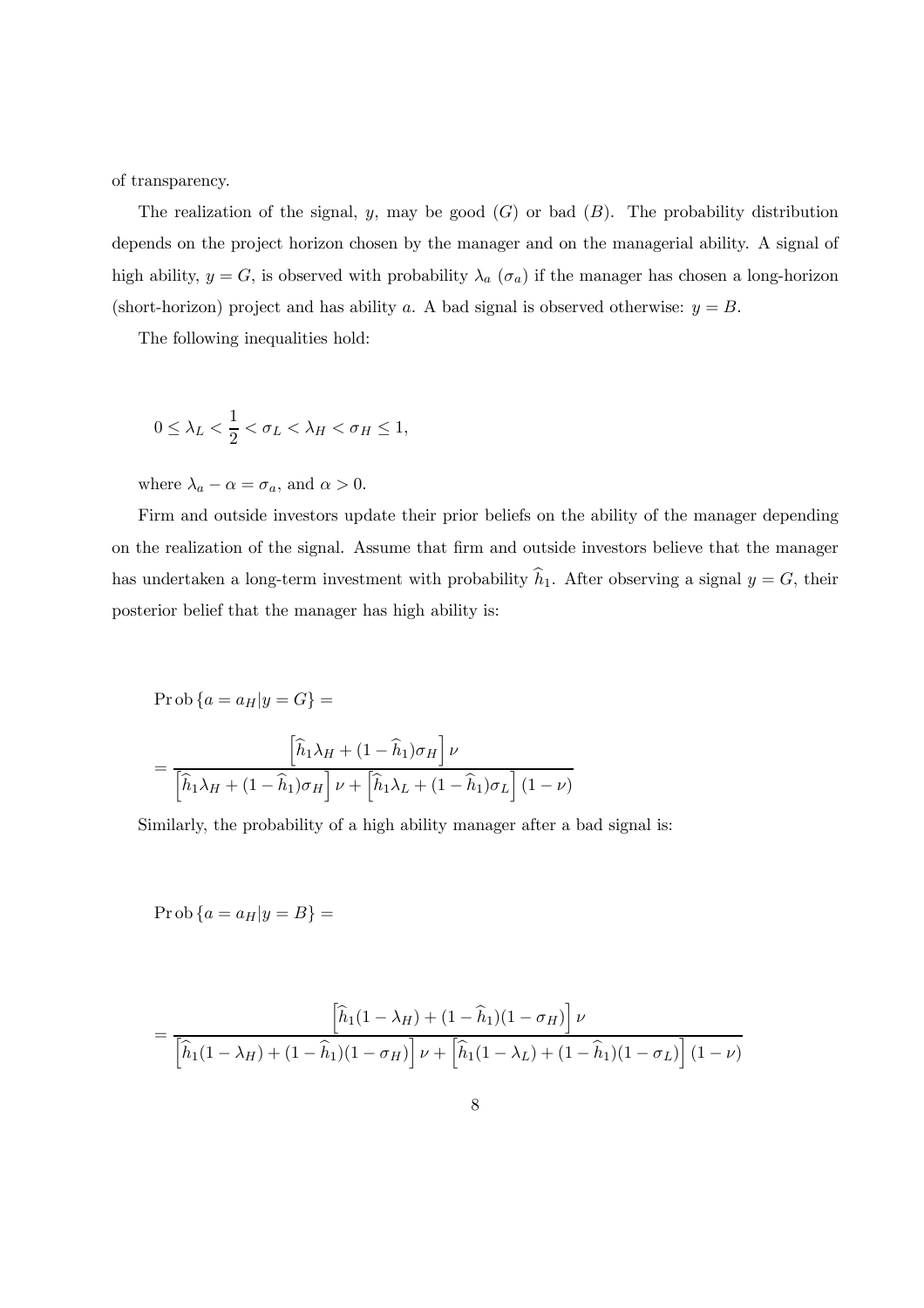of transparency.

The realization of the signal, $y$, may be good ($G$) or bad ($B$). The probability distribution depends on the project horizon chosen by the manager and on the managerial ability. A signal of high ability, $y = G$, is observed with probability $\lambda_a$ ($\sigma_a$) if the manager has chosen a long-horizon (short-horizon) project and has ability $a$. A bad signal is observed otherwise: $y = B$.

The following inequalities hold:

$$0 \leq \lambda_L < \frac{1}{2} < \sigma_L < \lambda_H < \sigma_H \leq 1,$$

where $\lambda_a - \alpha = \sigma_a$, and $\alpha > 0$.

Firm and outside investors update their prior beliefs on the ability of the manager depending on the realization of the signal. Assume that firm and outside investors believe that the manager has undertaken a long-term investment with probability $\widehat{h}_1$. After observing a signal $y = G$, their posterior belief that the manager has high ability is:

$$\Pr\text{ob}\left\{a = a_H | y = G\right\} =$$

$$= \frac{\left[\widehat{h}_1 \lambda_H + (1 - \widehat{h}_1)\sigma_H\right]\nu}{\left[\widehat{h}_1 \lambda_H + (1 - \widehat{h}_1)\sigma_H\right]\nu + \left[\widehat{h}_1 \lambda_L + (1 - \widehat{h}_1)\sigma_L\right](1 - \nu)}$$

Similarly, the probability of a high ability manager after a bad signal is:

$$\Pr\text{ob}\left\{a = a_H | y = B\right\} =$$

$$= \frac{\left[\widehat{h}_1(1 - \lambda_H) + (1 - \widehat{h}_1)(1 - \sigma_H)\right]\nu}{\left[\widehat{h}_1(1 - \lambda_H) + (1 - \widehat{h}_1)(1 - \sigma_H)\right]\nu + \left[\widehat{h}_1(1 - \lambda_L) + (1 - \widehat{h}_1)(1 - \sigma_L)\right](1 - \nu)}$$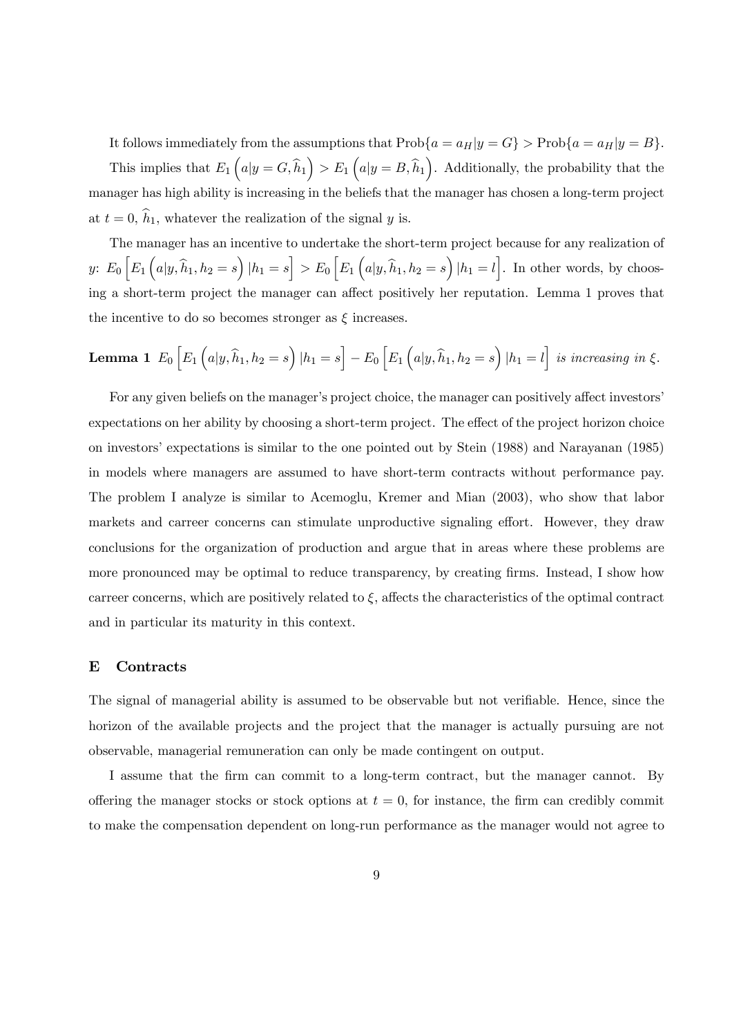It follows immediately from the assumptions that $\text{Prob}\{a = a_H | y = G\} > \text{Prob}\{a = a_H | y = B\}$.

This implies that $E_1\left(a|y = G, \widehat{h}_1\right) > E_1\left(a|y = B, \widehat{h}_1\right)$. Additionally, the probability that the manager has high ability is increasing in the beliefs that the manager has chosen a long-term project at $t = 0$, $\widehat{h}_1$, whatever the realization of the signal $y$ is.

The manager has an incentive to undertake the short-term project because for any realization of $y$: $E_0\left[E_1\left(a|y, \widehat{h}_1, h_2 = s\right)|h_1 = s\right] > E_0\left[E_1\left(a|y, \widehat{h}_1, h_2 = s\right)|h_1 = l\right]$. In other words, by choosing a short-term project the manager can affect positively her reputation. Lemma 1 proves that the incentive to do so becomes stronger as $\xi$ increases.

**Lemma 1** $E_0\left[E_1\left(a|y, \widehat{h}_1, h_2 = s\right)|h_1 = s\right] - E_0\left[E_1\left(a|y, \widehat{h}_1, h_2 = s\right)|h_1 = l\right]$ *is increasing in* $\xi$.

For any given beliefs on the manager's project choice, the manager can positively affect investors' expectations on her ability by choosing a short-term project. The effect of the project horizon choice on investors' expectations is similar to the one pointed out by Stein (1988) and Narayanan (1985) in models where managers are assumed to have short-term contracts without performance pay. The problem I analyze is similar to Acemoglu, Kremer and Mian (2003), who show that labor markets and carreer concerns can stimulate unproductive signaling effort. However, they draw conclusions for the organization of production and argue that in areas where these problems are more pronounced may be optimal to reduce transparency, by creating firms. Instead, I show how carreer concerns, which are positively related to $\xi$, affects the characteristics of the optimal contract and in particular its maturity in this context.

## E Contracts

The signal of managerial ability is assumed to be observable but not verifiable. Hence, since the horizon of the available projects and the project that the manager is actually pursuing are not observable, managerial remuneration can only be made contingent on output.

I assume that the firm can commit to a long-term contract, but the manager cannot. By offering the manager stocks or stock options at $t = 0$, for instance, the firm can credibly commit to make the compensation dependent on long-run performance as the manager would not agree to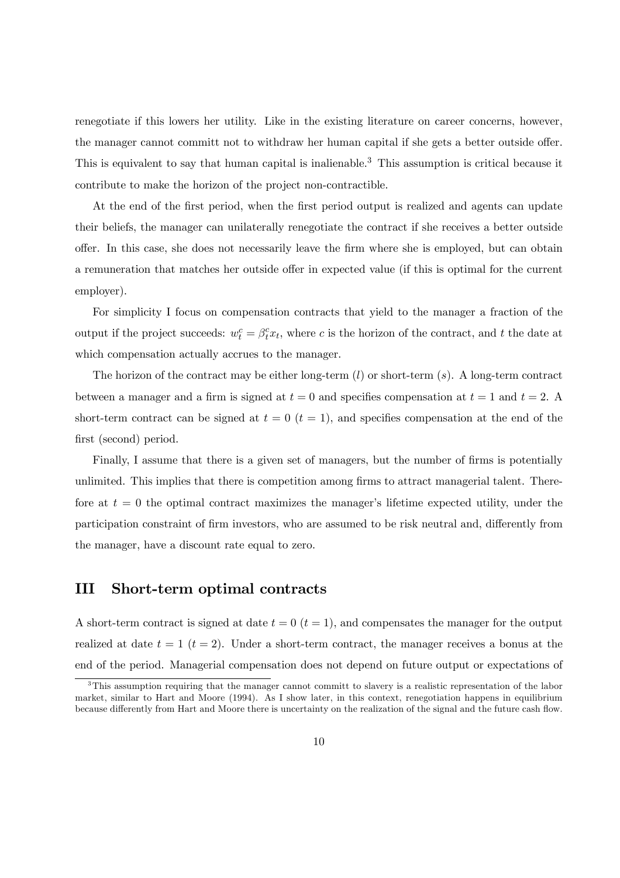renegotiate if this lowers her utility. Like in the existing literature on career concerns, however, the manager cannot committ not to withdraw her human capital if she gets a better outside offer. This is equivalent to say that human capital is inalienable.[3] This assumption is critical because it contribute to make the horizon of the project non-contractible.

At the end of the first period, when the first period output is realized and agents can update their beliefs, the manager can unilaterally renegotiate the contract if she receives a better outside offer. In this case, she does not necessarily leave the firm where she is employed, but can obtain a remuneration that matches her outside offer in expected value (if this is optimal for the current employer).

For simplicity I focus on compensation contracts that yield to the manager a fraction of the output if the project succeeds: $w_t^c = \beta_t^c x_t$, where $c$ is the horizon of the contract, and $t$ the date at which compensation actually accrues to the manager.

The horizon of the contract may be either long-term ($l$) or short-term ($s$). A long-term contract between a manager and a firm is signed at $t = 0$ and specifies compensation at $t = 1$ and $t = 2$. A short-term contract can be signed at $t = 0$ ($t = 1$), and specifies compensation at the end of the first (second) period.

Finally, I assume that there is a given set of managers, but the number of firms is potentially unlimited. This implies that there is competition among firms to attract managerial talent. Therefore at $t = 0$ the optimal contract maximizes the manager's lifetime expected utility, under the participation constraint of firm investors, who are assumed to be risk neutral and, differently from the manager, have a discount rate equal to zero.

# III Short-term optimal contracts

A short-term contract is signed at date $t = 0$ ($t = 1$), and compensates the manager for the output realized at date $t = 1$ ($t = 2$). Under a short-term contract, the manager receives a bonus at the end of the period. Managerial compensation does not depend on future output or expectations of

[3] This assumption requiring that the manager cannot committ to slavery is a realistic representation of the labor market, similar to Hart and Moore (1994). As I show later, in this context, renegotiation happens in equilibrium because differently from Hart and Moore there is uncertainty on the realization of the signal and the future cash flow.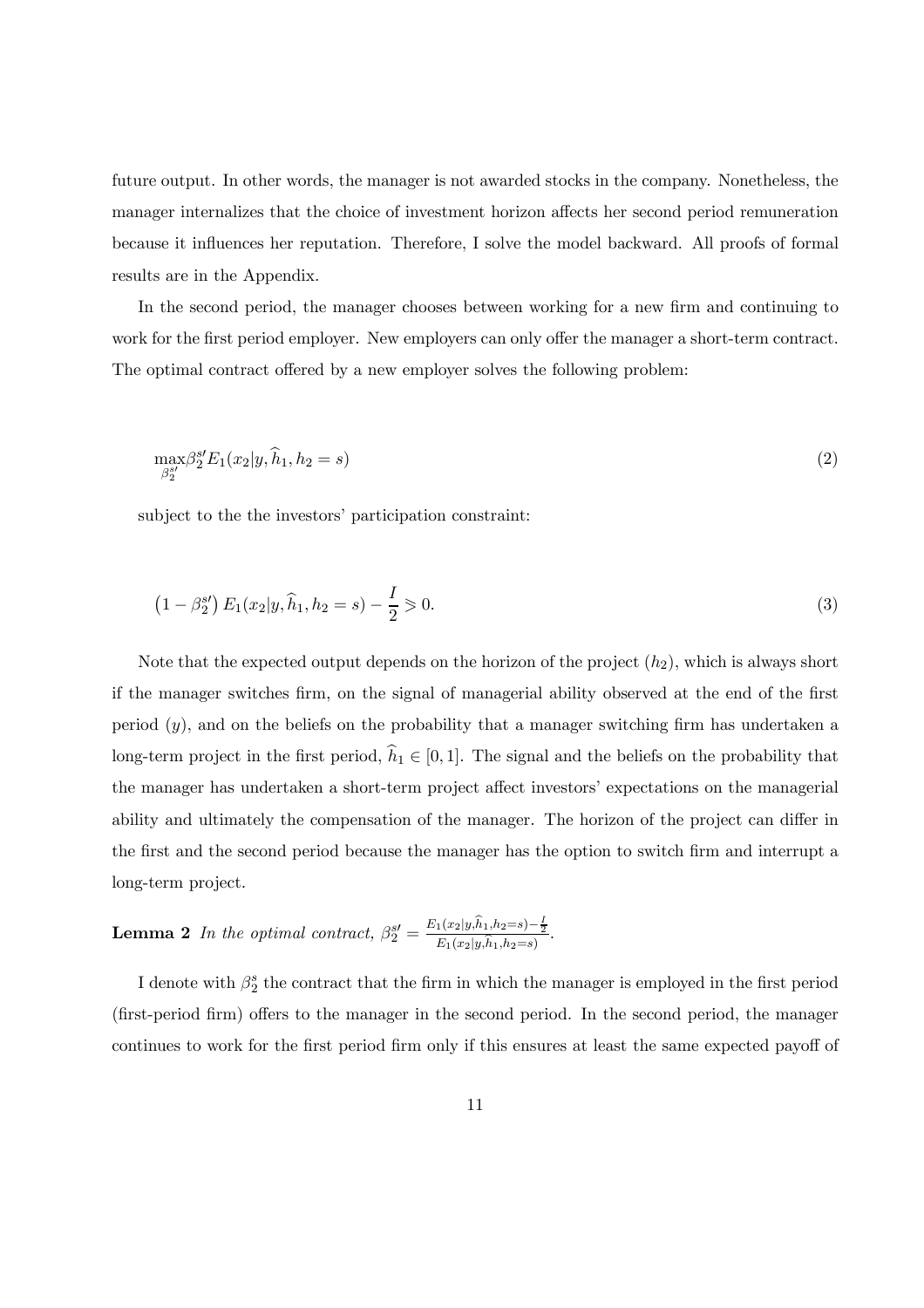future output. In other words, the manager is not awarded stocks in the company. Nonetheless, the manager internalizes that the choice of investment horizon affects her second period remuneration because it influences her reputation. Therefore, I solve the model backward. All proofs of formal results are in the Appendix.

In the second period, the manager chooses between working for a new firm and continuing to work for the first period employer. New employers can only offer the manager a short-term contract. The optimal contract offered by a new employer solves the following problem:

$$\max_{\beta_2^{s\prime}} \beta_2^{s\prime} E_1(x_2|y, \widehat{h}_1, h_2 = s) \tag{2}$$

subject to the the investors' participation constraint:

$$\left(1 - \beta_2^{s\prime}\right) E_1(x_2|y, \widehat{h}_1, h_2 = s) - \frac{I}{2} \geqslant 0. \tag{3}$$

Note that the expected output depends on the horizon of the project ($h_2$), which is always short if the manager switches firm, on the signal of managerial ability observed at the end of the first period ($y$), and on the beliefs on the probability that a manager switching firm has undertaken a long-term project in the first period, $\widehat{h}_1 \in [0, 1]$. The signal and the beliefs on the probability that the manager has undertaken a short-term project affect investors' expectations on the managerial ability and ultimately the compensation of the manager. The horizon of the project can differ in the first and the second period because the manager has the option to switch firm and interrupt a long-term project.

**Lemma 2** *In the optimal contract,* $\beta_2^{s\prime} = \frac{E_1(x_2|y, \widehat{h}_1, h_2 = s) - \frac{I}{2}}{E_1(x_2|y, \widehat{h}_1, h_2 = s)}$.

I denote with $\beta_2^s$ the contract that the firm in which the manager is employed in the first period (first-period firm) offers to the manager in the second period. In the second period, the manager continues to work for the first period firm only if this ensures at least the same expected payoff of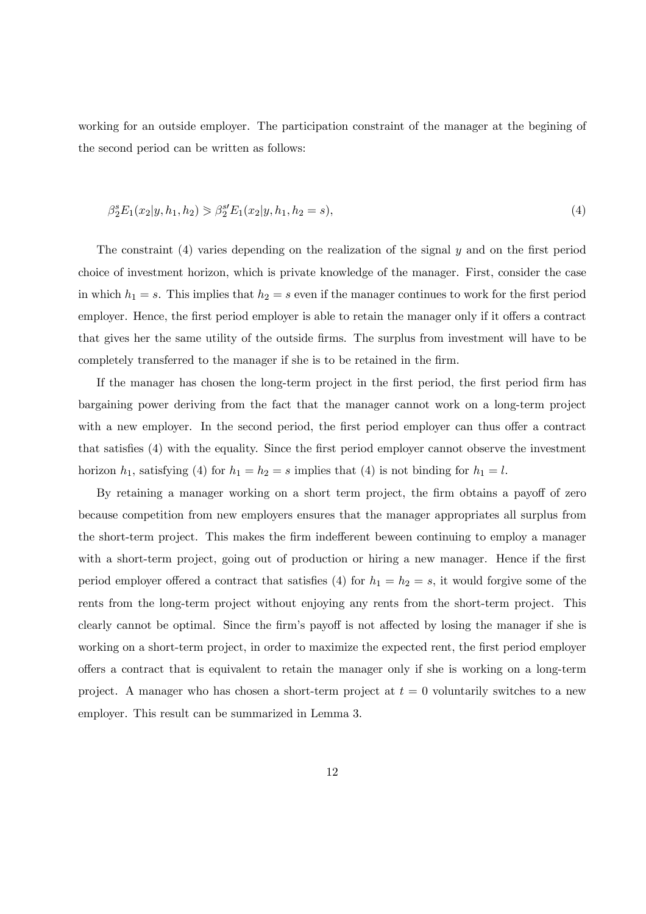working for an outside employer. The participation constraint of the manager at the begining of the second period can be written as follows:

$$\beta_2^s E_1(x_2|y, h_1, h_2) \geqslant \beta_2^{s\prime} E_1(x_2|y, h_1, h_2 = s), \tag{4}$$

The constraint (4) varies depending on the realization of the signal $y$ and on the first period choice of investment horizon, which is private knowledge of the manager. First, consider the case in which $h_1 = s$. This implies that $h_2 = s$ even if the manager continues to work for the first period employer. Hence, the first period employer is able to retain the manager only if it offers a contract that gives her the same utility of the outside firms. The surplus from investment will have to be completely transferred to the manager if she is to be retained in the firm.

If the manager has chosen the long-term project in the first period, the first period firm has bargaining power deriving from the fact that the manager cannot work on a long-term project with a new employer. In the second period, the first period employer can thus offer a contract that satisfies (4) with the equality. Since the first period employer cannot observe the investment horizon $h_1$, satisfying (4) for $h_1 = h_2 = s$ implies that (4) is not binding for $h_1 = l$.

By retaining a manager working on a short term project, the firm obtains a payoff of zero because competition from new employers ensures that the manager appropriates all surplus from the short-term project. This makes the firm indefferent beween continuing to employ a manager with a short-term project, going out of production or hiring a new manager. Hence if the first period employer offered a contract that satisfies (4) for $h_1 = h_2 = s$, it would forgive some of the rents from the long-term project without enjoying any rents from the short-term project. This clearly cannot be optimal. Since the firm's payoff is not affected by losing the manager if she is working on a short-term project, in order to maximize the expected rent, the first period employer offers a contract that is equivalent to retain the manager only if she is working on a long-term project. A manager who has chosen a short-term project at $t = 0$ voluntarily switches to a new employer. This result can be summarized in Lemma 3.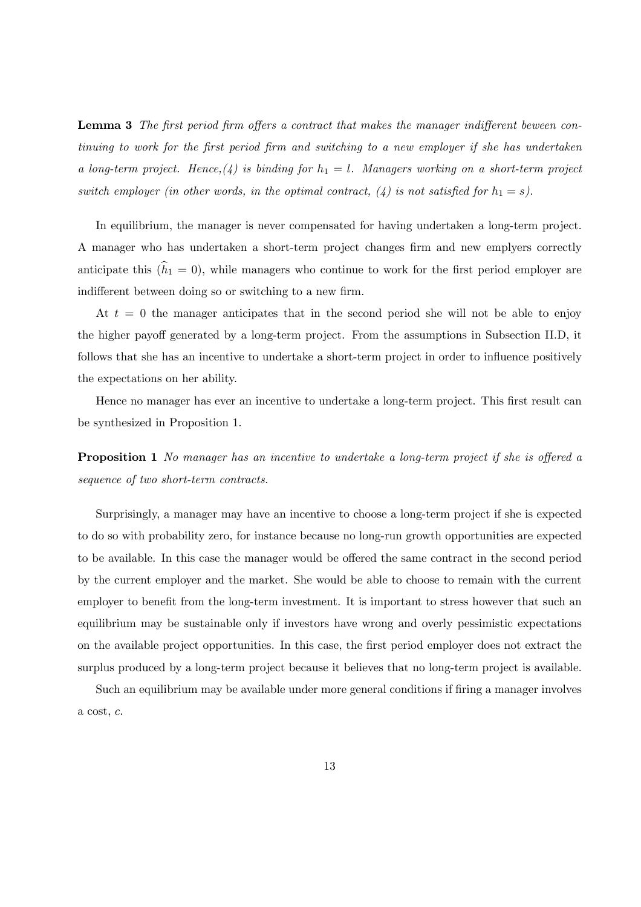**Lemma 3** *The first period firm offers a contract that makes the manager indifferent beween continuing to work for the first period firm and switching to a new employer if she has undertaken a long-term project. Hence,(4) is binding for $h_1 = l$. Managers working on a short-term project switch employer (in other words, in the optimal contract, (4) is not satisfied for $h_1 = s$).*

In equilibrium, the manager is never compensated for having undertaken a long-term project. A manager who has undertaken a short-term project changes firm and new emplyers correctly anticipate this ($\widehat{h}_1 = 0$), while managers who continue to work for the first period employer are indifferent between doing so or switching to a new firm.

At $t = 0$ the manager anticipates that in the second period she will not be able to enjoy the higher payoff generated by a long-term project. From the assumptions in Subsection II.D, it follows that she has an incentive to undertake a short-term project in order to influence positively the expectations on her ability.

Hence no manager has ever an incentive to undertake a long-term project. This first result can be synthesized in Proposition 1.

**Proposition 1** *No manager has an incentive to undertake a long-term project if she is offered a sequence of two short-term contracts.*

Surprisingly, a manager may have an incentive to choose a long-term project if she is expected to do so with probability zero, for instance because no long-run growth opportunities are expected to be available. In this case the manager would be offered the same contract in the second period by the current employer and the market. She would be able to choose to remain with the current employer to benefit from the long-term investment. It is important to stress however that such an equilibrium may be sustainable only if investors have wrong and overly pessimistic expectations on the available project opportunities. In this case, the first period employer does not extract the surplus produced by a long-term project because it believes that no long-term project is available.

Such an equilibrium may be available under more general conditions if firing a manager involves a cost, $c$.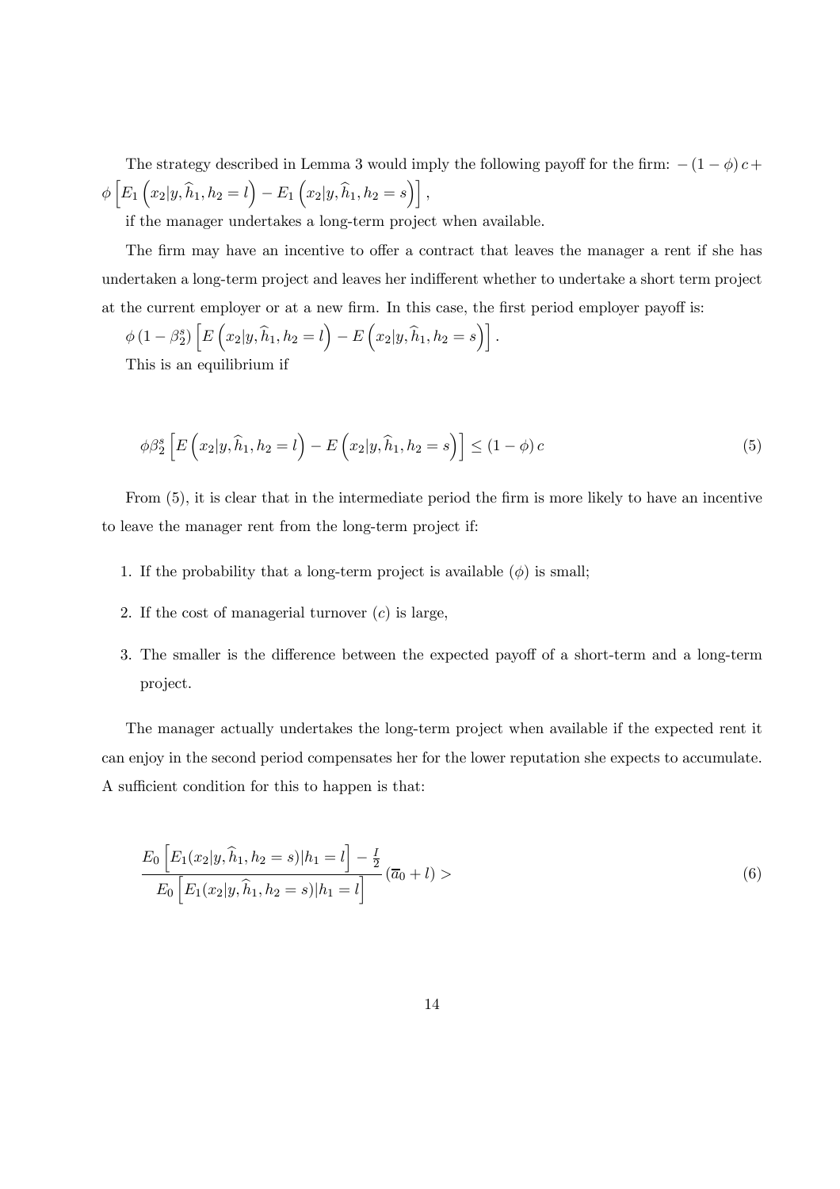The strategy described in Lemma 3 would imply the following payoff for the firm: $-(1-\phi)c + \phi\left[E_1\left(x_2|y,\widehat{h}_1,h_2=l\right) - E_1\left(x_2|y,\widehat{h}_1,h_2=s\right)\right]$,

if the manager undertakes a long-term project when available.

The firm may have an incentive to offer a contract that leaves the manager a rent if she has undertaken a long-term project and leaves her indifferent whether to undertake a short term project at the current employer or at a new firm. In this case, the first period employer payoff is:

$\phi\left(1-\beta_2^s\right)\left[E\left(x_2|y,\widehat{h}_1,h_2=l\right) - E\left(x_2|y,\widehat{h}_1,h_2=s\right)\right]$.

This is an equilibrium if

$$\phi\beta_2^s\left[E\left(x_2|y,\widehat{h}_1,h_2=l\right) - E\left(x_2|y,\widehat{h}_1,h_2=s\right)\right] \leq (1-\phi)c \tag{5}$$

From (5), it is clear that in the intermediate period the firm is more likely to have an incentive to leave the manager rent from the long-term project if:

1. If the probability that a long-term project is available ($\phi$) is small;
2. If the cost of managerial turnover ($c$) is large,
3. The smaller is the difference between the expected payoff of a short-term and a long-term project.

The manager actually undertakes the long-term project when available if the expected rent it can enjoy in the second period compensates her for the lower reputation she expects to accumulate. A sufficient condition for this to happen is that:

$$\frac{E_0\left[E_1(x_2|y,\widehat{h}_1,h_2=s)|h_1=l\right] - \frac{I}{2}}{E_0\left[E_1(x_2|y,\widehat{h}_1,h_2=s)|h_1=l\right]}\left(\overline{a}_0+l\right) > \tag{6}$$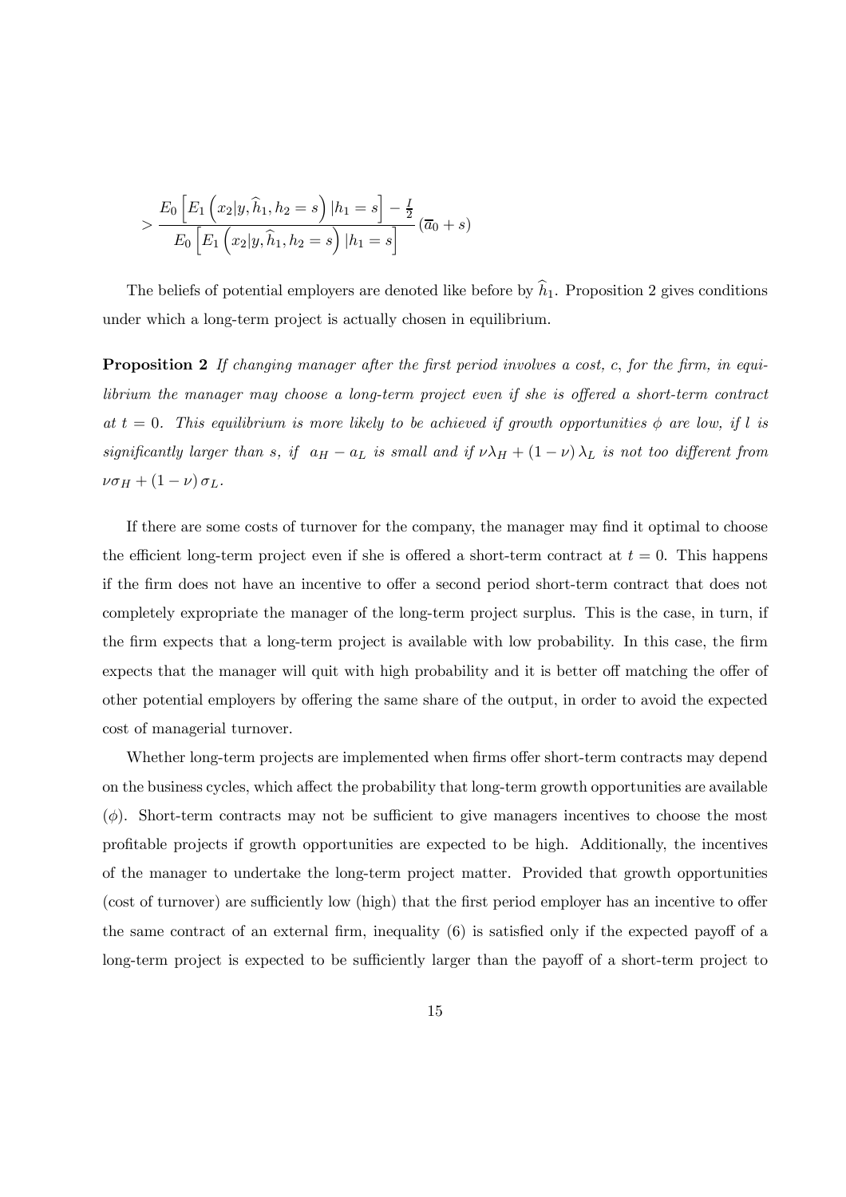$$> \frac{E_0\left[E_1\left(x_2|y,\widehat{h}_1,h_2=s\right)|h_1=s\right]-\frac{I}{2}}{E_0\left[E_1\left(x_2|y,\widehat{h}_1,h_2=s\right)|h_1=s\right]}\left(\overline{a}_0+s\right)$$

The beliefs of potential employers are denoted like before by $\widehat{h}_1$. Proposition 2 gives conditions under which a long-term project is actually chosen in equilibrium.

**Proposition 2** *If changing manager after the first period involves a cost, $c$, for the firm, in equilibrium the manager may choose a long-term project even if she is offered a short-term contract at $t=0$. This equilibrium is more likely to be achieved if growth opportunities $\phi$ are low, if $l$ is significantly larger than $s$, if $a_H - a_L$ is small and if $\nu\lambda_H + (1-\nu)\lambda_L$ is not too different from $\nu\sigma_H + (1-\nu)\sigma_L$.*

If there are some costs of turnover for the company, the manager may find it optimal to choose the efficient long-term project even if she is offered a short-term contract at $t=0$. This happens if the firm does not have an incentive to offer a second period short-term contract that does not completely expropriate the manager of the long-term project surplus. This is the case, in turn, if the firm expects that a long-term project is available with low probability. In this case, the firm expects that the manager will quit with high probability and it is better off matching the offer of other potential employers by offering the same share of the output, in order to avoid the expected cost of managerial turnover.

Whether long-term projects are implemented when firms offer short-term contracts may depend on the business cycles, which affect the probability that long-term growth opportunities are available ($\phi$). Short-term contracts may not be sufficient to give managers incentives to choose the most profitable projects if growth opportunities are expected to be high. Additionally, the incentives of the manager to undertake the long-term project matter. Provided that growth opportunities (cost of turnover) are sufficiently low (high) that the first period employer has an incentive to offer the same contract of an external firm, inequality (6) is satisfied only if the expected payoff of a long-term project is expected to be sufficiently larger than the payoff of a short-term project to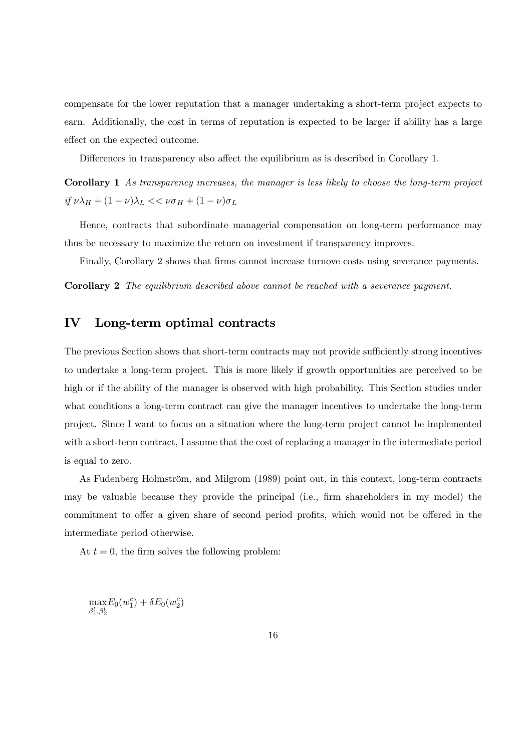compensate for the lower reputation that a manager undertaking a short-term project expects to earn. Additionally, the cost in terms of reputation is expected to be larger if ability has a large effect on the expected outcome.

Differences in transparency also affect the equilibrium as is described in Corollary 1.

**Corollary 1** *As transparency increases, the manager is less likely to choose the long-term project if* $\nu\lambda_H + (1-\nu)\lambda_L << \nu\sigma_H + (1-\nu)\sigma_L$

Hence, contracts that subordinate managerial compensation on long-term performance may thus be necessary to maximize the return on investment if transparency improves.

Finally, Corollary 2 shows that firms cannot increase turnove costs using severance payments.

**Corollary 2** *The equilibrium described above cannot be reached with a severance payment.*

# IV Long-term optimal contracts

The previous Section shows that short-term contracts may not provide sufficiently strong incentives to undertake a long-term project. This is more likely if growth opportunities are perceived to be high or if the ability of the manager is observed with high probability. This Section studies under what conditions a long-term contract can give the manager incentives to undertake the long-term project. Since I want to focus on a situation where the long-term project cannot be implemented with a short-term contract, I assume that the cost of replacing a manager in the intermediate period is equal to zero.

As Fudenberg Holmström, and Milgrom (1989) point out, in this context, long-term contracts may be valuable because they provide the principal (i.e., firm shareholders in my model) the commitment to offer a given share of second period profits, which would not be offered in the intermediate period otherwise.

At $t = 0$, the firm solves the following problem:

$$\max_{\beta_1^l, \beta_2^l} E_0(w_1^c) + \delta E_0(w_2^c)$$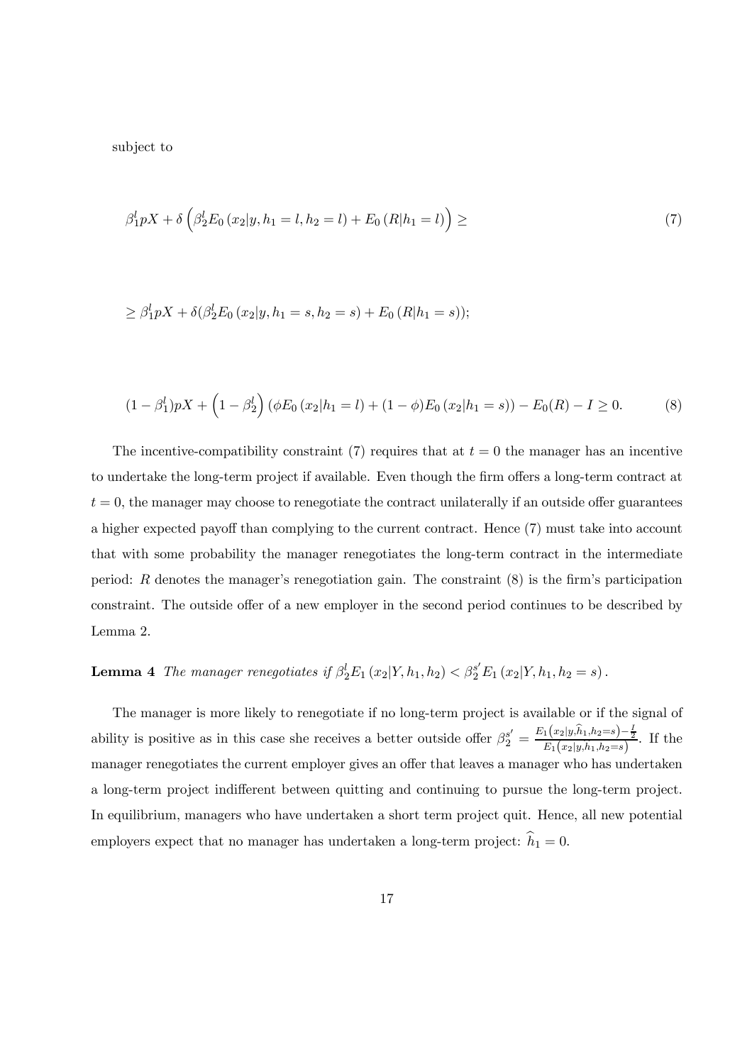subject to

$$\beta_1^l pX + \delta\left(\beta_2^l E_0\left(x_2|y, h_1 = l, h_2 = l\right) + E_0\left(R|h_1 = l\right)\right) \geq \tag{7}$$

$$\geq \beta_1^l pX + \delta(\beta_2^l E_0\left(x_2|y, h_1 = s, h_2 = s\right) + E_0\left(R|h_1 = s\right));$$

$$(1 - \beta_1^l)pX + \left(1 - \beta_2^l\right)\left(\phi E_0\left(x_2|h_1 = l\right) + (1 - \phi)E_0\left(x_2|h_1 = s\right)\right) - E_0(R) - I \geq 0. \tag{8}$$

The incentive-compatibility constraint (7) requires that at $t = 0$ the manager has an incentive to undertake the long-term project if available. Even though the firm offers a long-term contract at $t = 0$, the manager may choose to renegotiate the contract unilaterally if an outside offer guarantees a higher expected payoff than complying to the current contract. Hence (7) must take into account that with some probability the manager renegotiates the long-term contract in the intermediate period: $R$ denotes the manager's renegotiation gain. The constraint (8) is the firm's participation constraint. The outside offer of a new employer in the second period continues to be described by Lemma 2.

**Lemma 4** *The manager renegotiates if* $\beta_2^l E_1\left(x_2|Y, h_1, h_2\right) < \beta_2^{s'} E_1\left(x_2|Y, h_1, h_2 = s\right)$.

The manager is more likely to renegotiate if no long-term project is available or if the signal of ability is positive as in this case she receives a better outside offer $\beta_2^{s'} = \frac{E_1\left(x_2|y,\widehat{h}_1,h_2=s\right)-\frac{I}{2}}{E_1\left(x_2|y,\widehat{h}_1,h_2=s\right)}$. If the manager renegotiates the current employer gives an offer that leaves a manager who has undertaken a long-term project indifferent between quitting and continuing to pursue the long-term project. In equilibrium, managers who have undertaken a short term project quit. Hence, all new potential employers expect that no manager has undertaken a long-term project: $\widehat{h}_1 = 0$.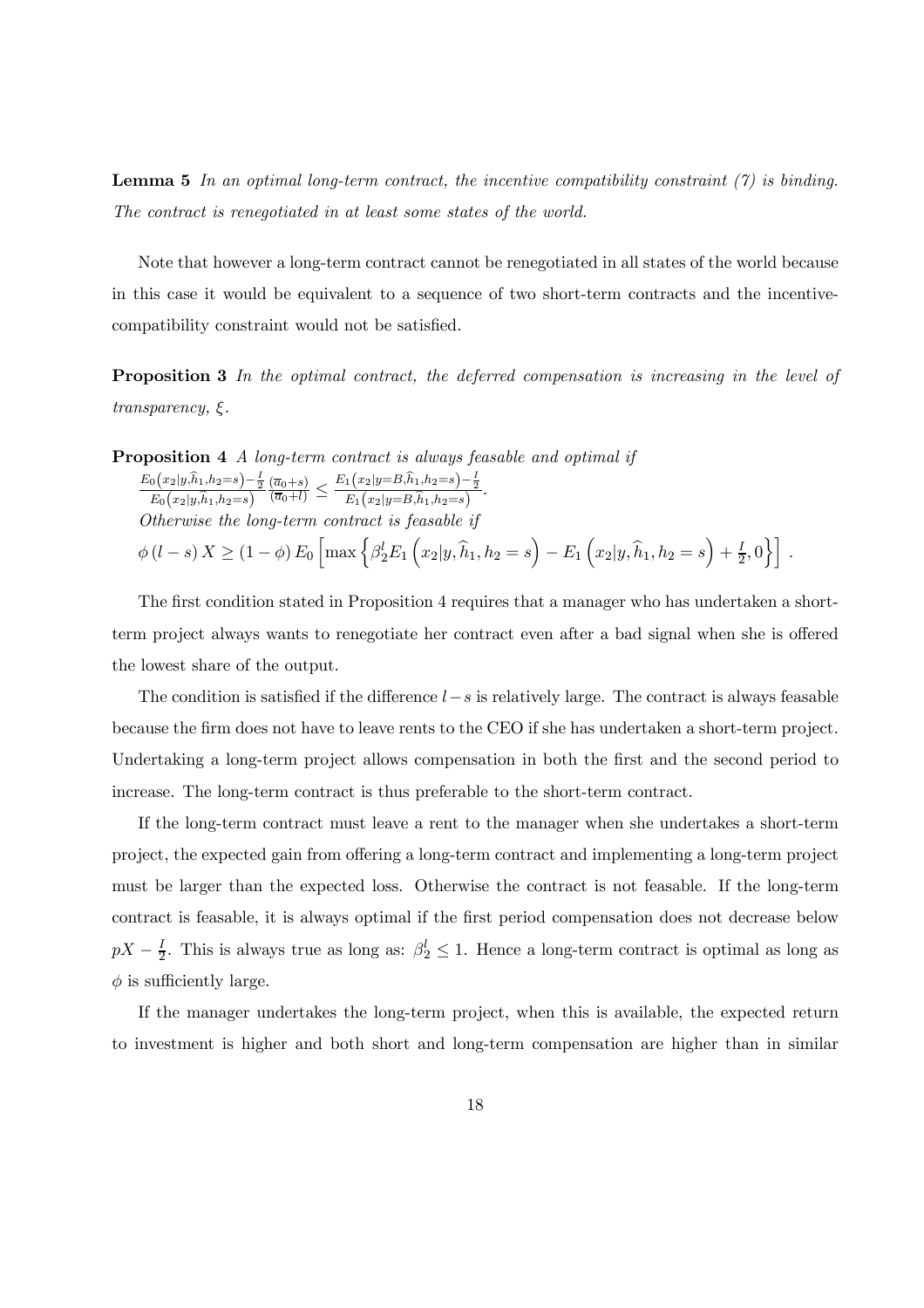**Lemma 5** *In an optimal long-term contract, the incentive compatibility constraint (7) is binding. The contract is renegotiated in at least some states of the world.*

Note that however a long-term contract cannot be renegotiated in all states of the world because in this case it would be equivalent to a sequence of two short-term contracts and the incentive-compatibility constraint would not be satisfied.

**Proposition 3** *In the optimal contract, the deferred compensation is increasing in the level of transparency, $\xi$.*

**Proposition 4** *A long-term contract is always feasable and optimal if*
$\frac{E_0\left(x_2|y,\widehat{h}_1,h_2=s\right)-\frac{I}{2}}{E_0\left(x_2|y,\widehat{h}_1,h_2=s\right)}\frac{(\overline{a}_0+s)}{(\overline{a}_0+l)} \leq \frac{E_1\left(x_2|y=B,\widehat{h}_1,h_2=s\right)-\frac{I}{2}}{E_1\left(x_2|y=B,\widehat{h}_1,h_2=s\right)}$.
*Otherwise the long-term contract is feasable if*
$\phi\,(l-s)\,X \geq (1-\phi)\,E_0\left[\max\left\{\beta_2^l E_1\left(x_2|y,\widehat{h}_1,h_2=s\right) - E_1\left(x_2|y,\widehat{h}_1,h_2=s\right)+\frac{I}{2},0\right\}\right]$.

The first condition stated in Proposition 4 requires that a manager who has undertaken a short-term project always wants to renegotiate her contract even after a bad signal when she is offered the lowest share of the output.

The condition is satisfied if the difference $l-s$ is relatively large. The contract is always feasable because the firm does not have to leave rents to the CEO if she has undertaken a short-term project. Undertaking a long-term project allows compensation in both the first and the second period to increase. The long-term contract is thus preferable to the short-term contract.

If the long-term contract must leave a rent to the manager when she undertakes a short-term project, the expected gain from offering a long-term contract and implementing a long-term project must be larger than the expected loss. Otherwise the contract is not feasable. If the long-term contract is feasable, it is always optimal if the first period compensation does not decrease below $pX - \frac{I}{2}$. This is always true as long as: $\beta_2^l \leq 1$. Hence a long-term contract is optimal as long as $\phi$ is sufficiently large.

If the manager undertakes the long-term project, when this is available, the expected return to investment is higher and both short and long-term compensation are higher than in similar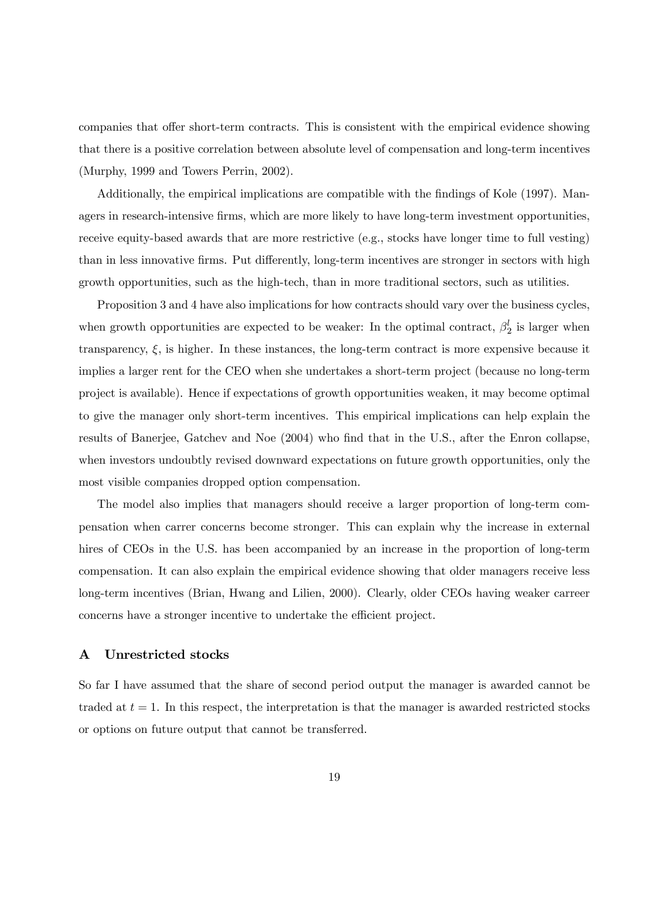companies that offer short-term contracts. This is consistent with the empirical evidence showing that there is a positive correlation between absolute level of compensation and long-term incentives (Murphy, 1999 and Towers Perrin, 2002).

Additionally, the empirical implications are compatible with the findings of Kole (1997). Managers in research-intensive firms, which are more likely to have long-term investment opportunities, receive equity-based awards that are more restrictive (e.g., stocks have longer time to full vesting) than in less innovative firms. Put differently, long-term incentives are stronger in sectors with high growth opportunities, such as the high-tech, than in more traditional sectors, such as utilities.

Proposition 3 and 4 have also implications for how contracts should vary over the business cycles, when growth opportunities are expected to be weaker: In the optimal contract, $\beta_2^l$ is larger when transparency, $\xi$, is higher. In these instances, the long-term contract is more expensive because it implies a larger rent for the CEO when she undertakes a short-term project (because no long-term project is available). Hence if expectations of growth opportunities weaken, it may become optimal to give the manager only short-term incentives. This empirical implications can help explain the results of Banerjee, Gatchev and Noe (2004) who find that in the U.S., after the Enron collapse, when investors undoubtly revised downward expectations on future growth opportunities, only the most visible companies dropped option compensation.

The model also implies that managers should receive a larger proportion of long-term compensation when carrer concerns become stronger. This can explain why the increase in external hires of CEOs in the U.S. has been accompanied by an increase in the proportion of long-term compensation. It can also explain the empirical evidence showing that older managers receive less long-term incentives (Brian, Hwang and Lilien, 2000). Clearly, older CEOs having weaker carreer concerns have a stronger incentive to undertake the efficient project.

## A Unrestricted stocks

So far I have assumed that the share of second period output the manager is awarded cannot be traded at $t = 1$. In this respect, the interpretation is that the manager is awarded restricted stocks or options on future output that cannot be transferred.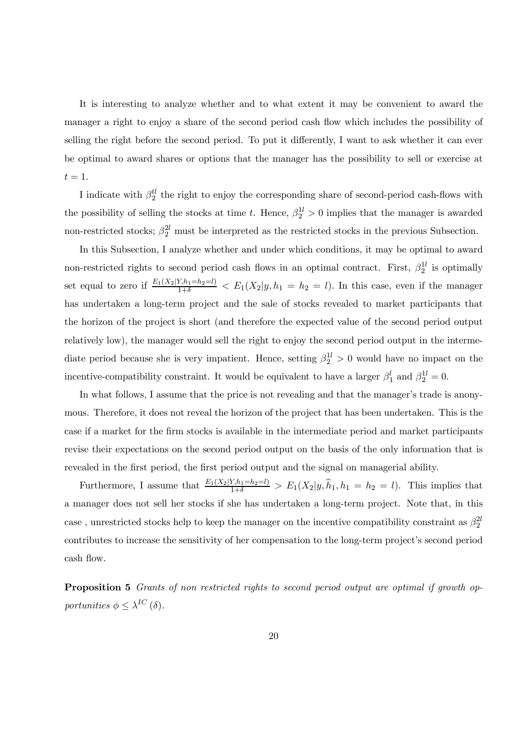It is interesting to analyze whether and to what extent it may be convenient to award the manager a right to enjoy a share of the second period cash flow which includes the possibility of selling the right before the second period. To put it differently, I want to ask whether it can ever be optimal to award shares or options that the manager has the possibility to sell or exercise at $t = 1$.

I indicate with $\beta_2^{tl}$ the right to enjoy the corresponding share of second-period cash-flows with the possibility of selling the stocks at time $t$. Hence, $\beta_2^{1l} > 0$ implies that the manager is awarded non-restricted stocks; $\beta_2^{2l}$ must be interpreted as the restricted stocks in the previous Subsection.

In this Subsection, I analyze whether and under which conditions, it may be optimal to award non-restricted rights to second period cash flows in an optimal contract. First, $\beta_2^{1l}$ is optimally set equal to zero if $\frac{E_1(X_2|Y,h_1=h_2=l)}{1+\delta} < E_1(X_2|y, h_1 = h_2 = l)$. In this case, even if the manager has undertaken a long-term project and the sale of stocks revealed to market participants that the horizon of the project is short (and therefore the expected value of the second period output relatively low), the manager would sell the right to enjoy the second period output in the intermediate period because she is very impatient. Hence, setting $\beta_2^{1l} > 0$ would have no impact on the incentive-compatibility constraint. It would be equivalent to have a larger $\beta_1^l$ and $\beta_2^{1l} = 0$.

In what follows, I assume that the price is not revealing and that the manager's trade is anonymous. Therefore, it does not reveal the horizon of the project that has been undertaken. This is the case if a market for the firm stocks is available in the intermediate period and market participants revise their expectations on the second period output on the basis of the only information that is revealed in the first period, the first period output and the signal on managerial ability.

Furthermore, I assume that $\frac{E_1(X_2|Y,h_1=h_2=l)}{1+\delta} > E_1(X_2|y, \widehat{h}_1, h_1 = h_2 = l)$. This implies that a manager does not sell her stocks if she has undertaken a long-term project. Note that, in this case , unrestricted stocks help to keep the manager on the incentive compatibility constraint as $\beta_2^{2l}$ contributes to increase the sensitivity of her compensation to the long-term project's second period cash flow.

**Proposition 5** *Grants of non restricted rights to second period output are optimal if growth opportunities $\phi \leq \lambda^{IC}(\delta)$.*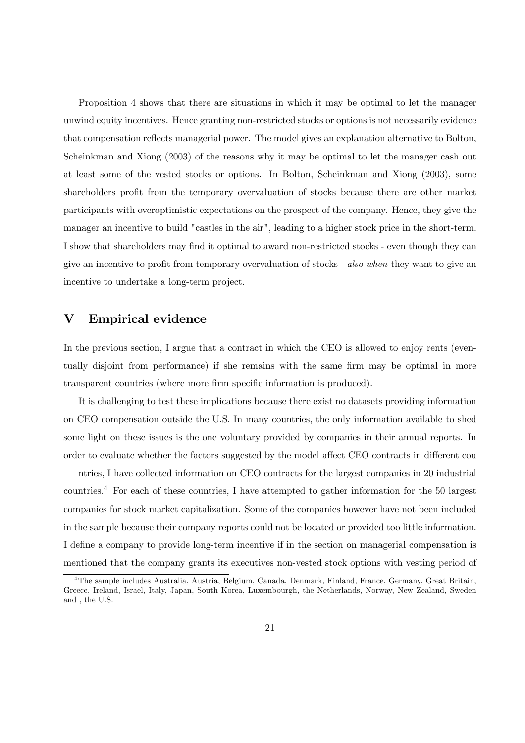Proposition 4 shows that there are situations in which it may be optimal to let the manager unwind equity incentives. Hence granting non-restricted stocks or options is not necessarily evidence that compensation reflects managerial power. The model gives an explanation alternative to Bolton, Scheinkman and Xiong (2003) of the reasons why it may be optimal to let the manager cash out at least some of the vested stocks or options. In Bolton, Scheinkman and Xiong (2003), some shareholders profit from the temporary overvaluation of stocks because there are other market participants with overoptimistic expectations on the prospect of the company. Hence, they give the manager an incentive to build "castles in the air", leading to a higher stock price in the short-term. I show that shareholders may find it optimal to award non-restricted stocks - even though they can give an incentive to profit from temporary overvaluation of stocks - *also when* they want to give an incentive to undertake a long-term project.

## V Empirical evidence

In the previous section, I argue that a contract in which the CEO is allowed to enjoy rents (eventually disjoint from performance) if she remains with the same firm may be optimal in more transparent countries (where more firm specific information is produced).

It is challenging to test these implications because there exist no datasets providing information on CEO compensation outside the U.S. In many countries, the only information available to shed some light on these issues is the one voluntary provided by companies in their annual reports. In order to evaluate whether the factors suggested by the model affect CEO contracts in different cou

ntries, I have collected information on CEO contracts for the largest companies in 20 industrial countries.[4] For each of these countries, I have attempted to gather information for the 50 largest companies for stock market capitalization. Some of the companies however have not been included in the sample because their company reports could not be located or provided too little information. I define a company to provide long-term incentive if in the section on managerial compensation is mentioned that the company grants its executives non-vested stock options with vesting period of

[4]The sample includes Australia, Austria, Belgium, Canada, Denmark, Finland, France, Germany, Great Britain, Greece, Ireland, Israel, Italy, Japan, South Korea, Luxembourgh, the Netherlands, Norway, New Zealand, Sweden and , the U.S.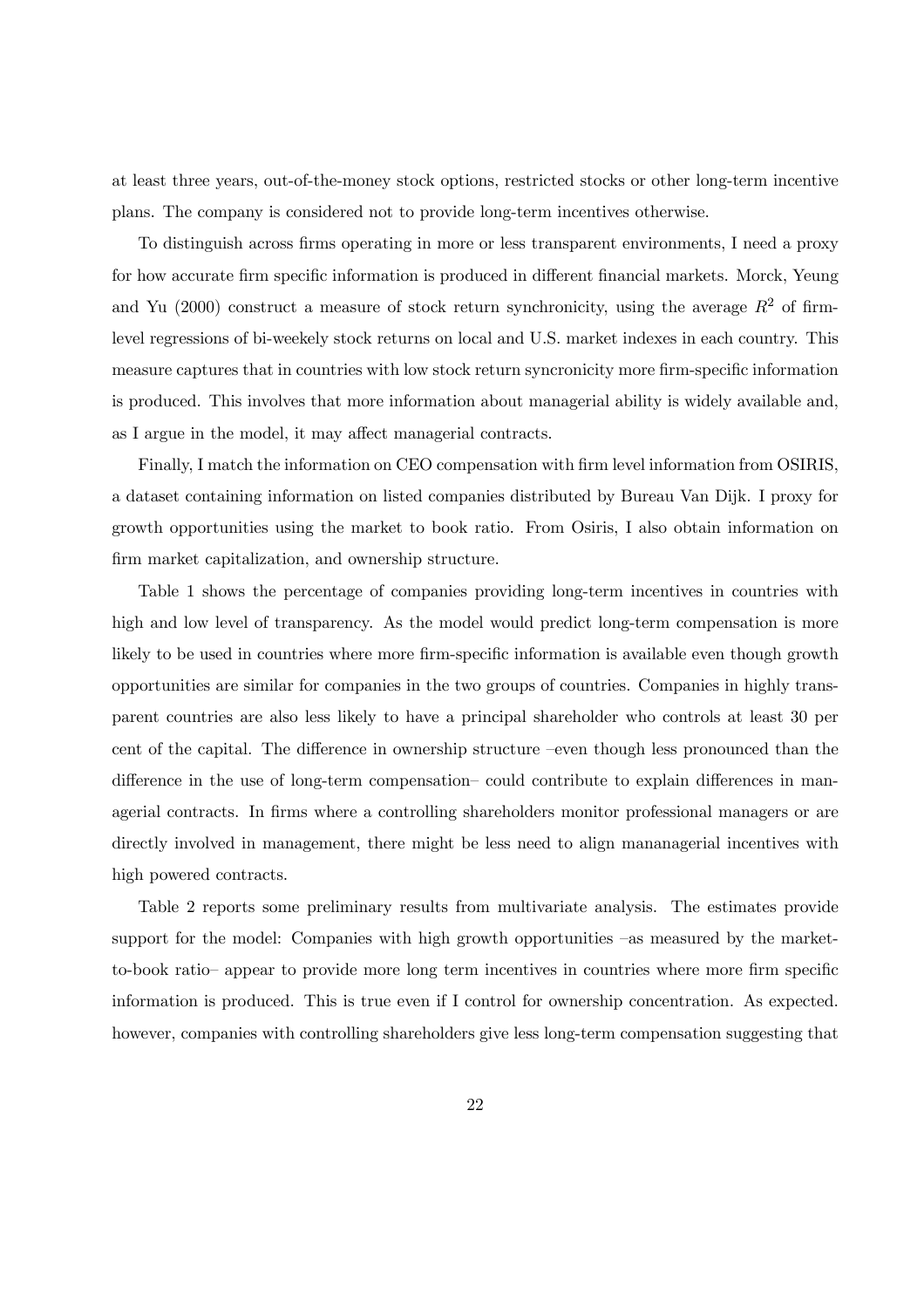at least three years, out-of-the-money stock options, restricted stocks or other long-term incentive plans. The company is considered not to provide long-term incentives otherwise.

To distinguish across firms operating in more or less transparent environments, I need a proxy for how accurate firm specific information is produced in different financial markets. Morck, Yeung and Yu (2000) construct a measure of stock return synchronicity, using the average $R^2$ of firm-level regressions of bi-weekely stock returns on local and U.S. market indexes in each country. This measure captures that in countries with low stock return syncronicity more firm-specific information is produced. This involves that more information about managerial ability is widely available and, as I argue in the model, it may affect managerial contracts.

Finally, I match the information on CEO compensation with firm level information from OSIRIS, a dataset containing information on listed companies distributed by Bureau Van Dijk. I proxy for growth opportunities using the market to book ratio. From Osiris, I also obtain information on firm market capitalization, and ownership structure.

Table 1 shows the percentage of companies providing long-term incentives in countries with high and low level of transparency. As the model would predict long-term compensation is more likely to be used in countries where more firm-specific information is available even though growth opportunities are similar for companies in the two groups of countries. Companies in highly transparent countries are also less likely to have a principal shareholder who controls at least 30 per cent of the capital. The difference in ownership structure –even though less pronounced than the difference in the use of long-term compensation– could contribute to explain differences in managerial contracts. In firms where a controlling shareholders monitor professional managers or are directly involved in management, there might be less need to align mananagerial incentives with high powered contracts.

Table 2 reports some preliminary results from multivariate analysis. The estimates provide support for the model: Companies with high growth opportunities –as measured by the market-to-book ratio– appear to provide more long term incentives in countries where more firm specific information is produced. This is true even if I control for ownership concentration. As expected. however, companies with controlling shareholders give less long-term compensation suggesting that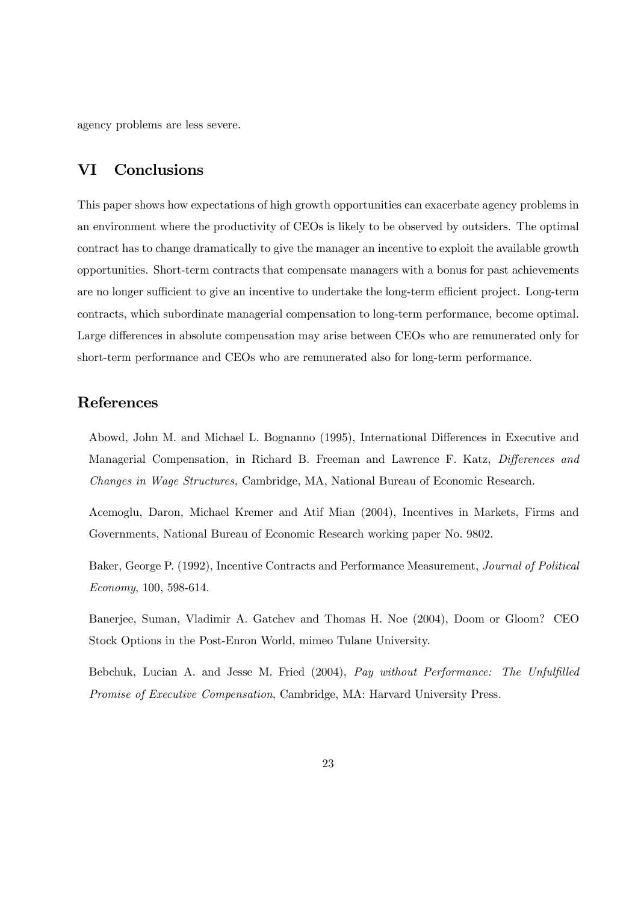agency problems are less severe.

## VI Conclusions

This paper shows how expectations of high growth opportunities can exacerbate agency problems in an environment where the productivity of CEOs is likely to be observed by outsiders. The optimal contract has to change dramatically to give the manager an incentive to exploit the available growth opportunities. Short-term contracts that compensate managers with a bonus for past achievements are no longer sufficient to give an incentive to undertake the long-term efficient project. Long-term contracts, which subordinate managerial compensation to long-term performance, become optimal. Large differences in absolute compensation may arise between CEOs who are remunerated only for short-term performance and CEOs who are remunerated also for long-term performance.

## References

Abowd, John M. and Michael L. Bognanno (1995), International Differences in Executive and Managerial Compensation, in Richard B. Freeman and Lawrence F. Katz, *Differences and Changes in Wage Structures,* Cambridge, MA, National Bureau of Economic Research.

Acemoglu, Daron, Michael Kremer and Atif Mian (2004), Incentives in Markets, Firms and Governments, National Bureau of Economic Research working paper No. 9802.

Baker, George P. (1992), Incentive Contracts and Performance Measurement, *Journal of Political Economy*, 100, 598-614.

Banerjee, Suman, Vladimir A. Gatchev and Thomas H. Noe (2004), Doom or Gloom? CEO Stock Options in the Post-Enron World, mimeo Tulane University.

Bebchuk, Lucian A. and Jesse M. Fried (2004), *Pay without Performance: The Unfulfilled Promise of Executive Compensation*, Cambridge, MA: Harvard University Press.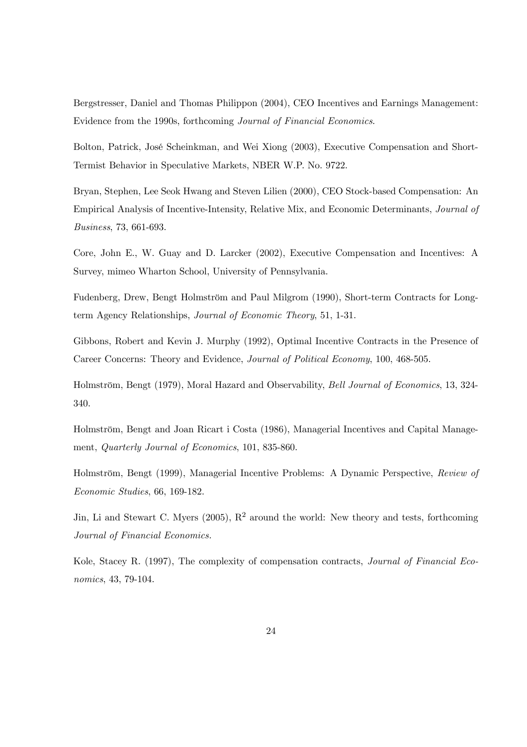Bergstresser, Daniel and Thomas Philippon (2004), CEO Incentives and Earnings Management: Evidence from the 1990s, forthcoming *Journal of Financial Economics*.

Bolton, Patrick, José Scheinkman, and Wei Xiong (2003), Executive Compensation and Short-Termist Behavior in Speculative Markets, NBER W.P. No. 9722.

Bryan, Stephen, Lee Seok Hwang and Steven Lilien (2000), CEO Stock-based Compensation: An Empirical Analysis of Incentive-Intensity, Relative Mix, and Economic Determinants, *Journal of Business*, 73, 661-693.

Core, John E., W. Guay and D. Larcker (2002), Executive Compensation and Incentives: A Survey, mimeo Wharton School, University of Pennsylvania.

Fudenberg, Drew, Bengt Holmström and Paul Milgrom (1990), Short-term Contracts for Long-term Agency Relationships, *Journal of Economic Theory*, 51, 1-31.

Gibbons, Robert and Kevin J. Murphy (1992), Optimal Incentive Contracts in the Presence of Career Concerns: Theory and Evidence, *Journal of Political Economy*, 100, 468-505.

Holmström, Bengt (1979), Moral Hazard and Observability, *Bell Journal of Economics*, 13, 324-340.

Holmström, Bengt and Joan Ricart i Costa (1986), Managerial Incentives and Capital Management, *Quarterly Journal of Economics*, 101, 835-860.

Holmström, Bengt (1999), Managerial Incentive Problems: A Dynamic Perspective, *Review of Economic Studies*, 66, 169-182.

Jin, Li and Stewart C. Myers (2005), $R^2$ around the world: New theory and tests, forthcoming *Journal of Financial Economics*.

Kole, Stacey R. (1997), The complexity of compensation contracts, *Journal of Financial Economics*, 43, 79-104.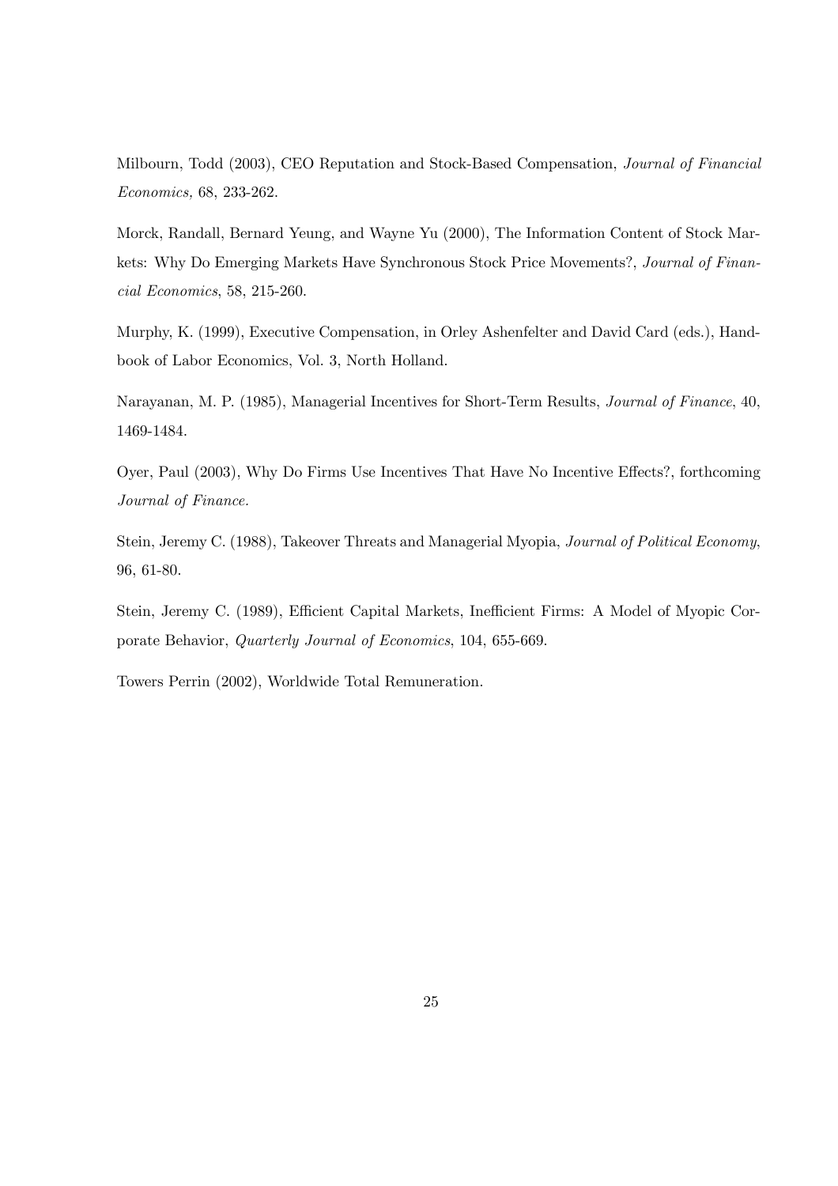Milbourn, Todd (2003), CEO Reputation and Stock-Based Compensation, *Journal of Financial Economics,* 68, 233-262.

Morck, Randall, Bernard Yeung, and Wayne Yu (2000), The Information Content of Stock Markets: Why Do Emerging Markets Have Synchronous Stock Price Movements?, *Journal of Financial Economics*, 58, 215-260.

Murphy, K. (1999), Executive Compensation, in Orley Ashenfelter and David Card (eds.), Handbook of Labor Economics, Vol. 3, North Holland.

Narayanan, M. P. (1985), Managerial Incentives for Short-Term Results, *Journal of Finance*, 40, 1469-1484.

Oyer, Paul (2003), Why Do Firms Use Incentives That Have No Incentive Effects?, forthcoming *Journal of Finance*.

Stein, Jeremy C. (1988), Takeover Threats and Managerial Myopia, *Journal of Political Economy*, 96, 61-80.

Stein, Jeremy C. (1989), Efficient Capital Markets, Inefficient Firms: A Model of Myopic Corporate Behavior, *Quarterly Journal of Economics*, 104, 655-669.

Towers Perrin (2002), Worldwide Total Remuneration.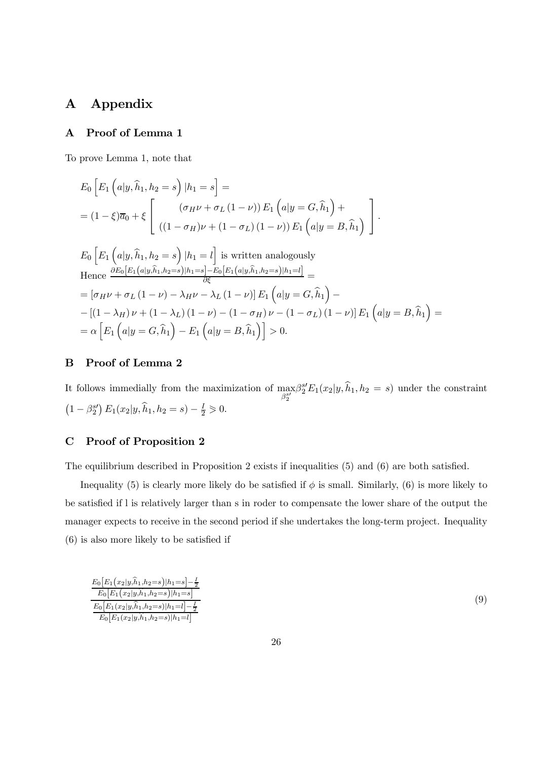# A Appendix

## A Proof of Lemma 1

To prove Lemma 1, note that

$$E_0\left[E_1\left(a|y,\widehat{h}_1,h_2=s\right)|h_1=s\right]=$$
$$=(1-\xi)\overline{a}_0+\xi\left[\begin{array}{c}(\sigma_H\nu+\sigma_L(1-\nu))\,E_1\left(a|y=G,\widehat{h}_1\right)+\\((1-\sigma_H)\nu+(1-\sigma_L)(1-\nu))\,E_1\left(a|y=B,\widehat{h}_1\right)\end{array}\right].$$

$E_0\left[E_1\left(a|y,\widehat{h}_1,h_2=s\right)|h_1=l\right]$ is written analogously

Hence $\frac{\partial E_0\left[E_1\left(a|y,\widehat{h}_1,h_2=s\right)|h_1=s\right]-E_0\left[E_1\left(a|y,\widehat{h}_1,h_2=s\right)|h_1=l\right]}{\partial\xi}=$

$$=\left[\sigma_H\nu+\sigma_L(1-\nu)-\lambda_H\nu-\lambda_L(1-\nu)\right]E_1\left(a|y=G,\widehat{h}_1\right)-$$
$$-\left[(1-\lambda_H)\nu+(1-\lambda_L)(1-\nu)-(1-\sigma_H)\nu-(1-\sigma_L)(1-\nu)\right]E_1\left(a|y=B,\widehat{h}_1\right)=$$
$$=\alpha\left[E_1\left(a|y=G,\widehat{h}_1\right)-E_1\left(a|y=B,\widehat{h}_1\right)\right]>0.$$

## B Proof of Lemma 2

It follows immedially from the maximization of $\max_{\beta_2^{s\prime}}\beta_2^{s\prime}E_1(x_2|y,\widehat{h}_1,h_2=s)$ under the constraint $\left(1-\beta_2^{s\prime}\right)E_1(x_2|y,\widehat{h}_1,h_2=s)-\frac{I}{2}\geqslant 0$.

## C Proof of Proposition 2

The equilibrium described in Proposition 2 exists if inequalities (5) and (6) are both satisfied.

Inequality (5) is clearly more likely do be satisfied if $\phi$ is small. Similarly, (6) is more likely to be satisfied if l is relatively larger than s in roder to compensate the lower share of the output the manager expects to receive in the second period if she undertakes the long-term project. Inequality (6) is also more likely to be satisfied if

$$\frac{\frac{E_0\left[E_1\left(x_2|y,\widehat{h}_1,h_2=s\right)|h_1=s\right]-\frac{I}{2}}{E_0\left[E_1\left(x_2|y,\widehat{h}_1,h_2=s\right)|h_1=s\right]}}{\frac{E_0\left[E_1(x_2|y,\widehat{h}_1,h_2=s)|h_1=l\right]-\frac{I}{2}}{E_0\left[E_1(x_2|y,\widehat{h}_1,h_2=s)|h_1=l\right]}} \tag{9}$$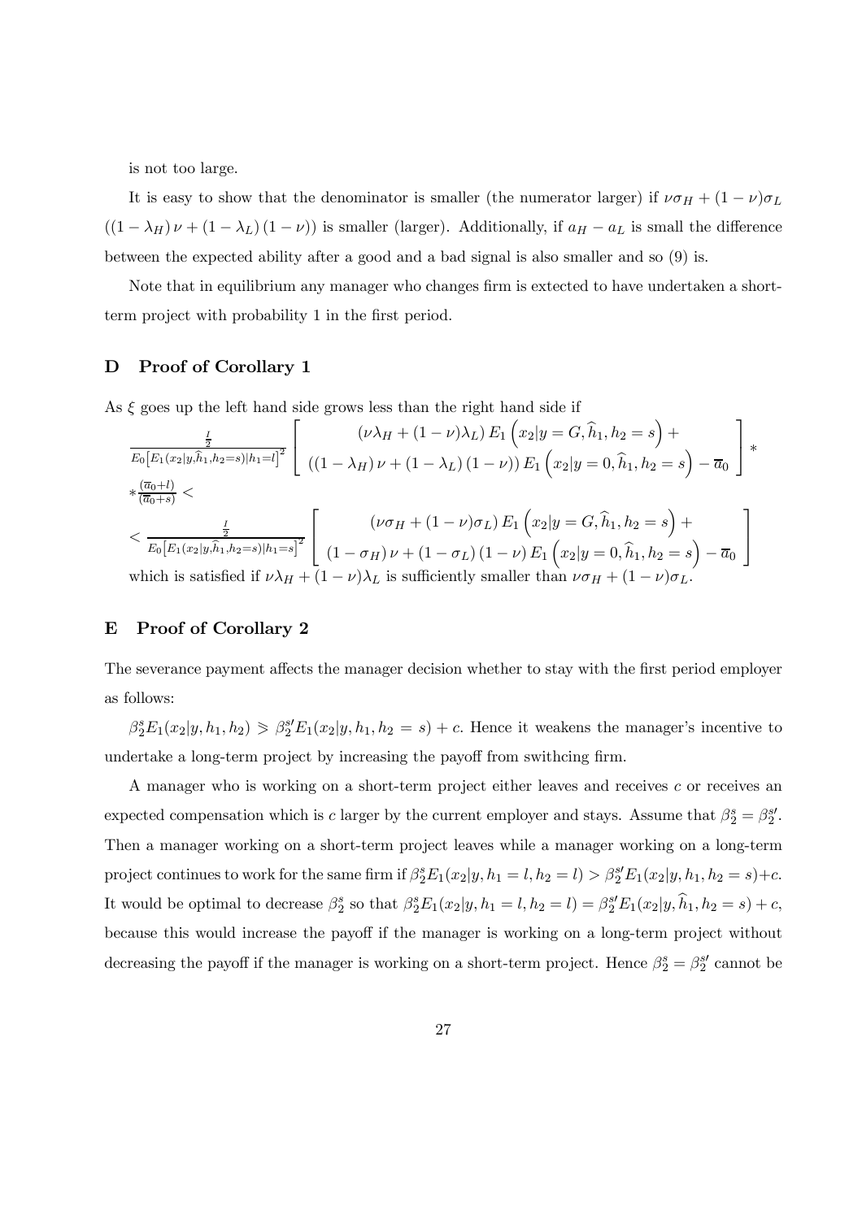is not too large.

It is easy to show that the denominator is smaller (the numerator larger) if $\nu\sigma_H + (1-\nu)\sigma_L$ $((1-\lambda_H)\nu + (1-\lambda_L)(1-\nu))$ is smaller (larger). Additionally, if $a_H - a_L$ is small the difference between the expected ability after a good and a bad signal is also smaller and so (9) is.

Note that in equilibrium any manager who changes firm is extected to have undertaken a short-term project with probability 1 in the first period.

## D Proof of Corollary 1

As $\xi$ goes up the left hand side grows less than the right hand side if

$$\frac{\frac{I}{2}}{E_0\left[E_1(x_2|y,\widehat{h}_1,h_2=s)|h_1=l\right]^2}\left[\begin{array}{c}(\nu\lambda_H+(1-\nu)\lambda_L)\,E_1\left(x_2|y=G,\widehat{h}_1,h_2=s\right)+\\ \left((1-\lambda_H)\,\nu+(1-\lambda_L)\,(1-\nu)\right)E_1\left(x_2|y=0,\widehat{h}_1,h_2=s\right)-\overline{a}_0\end{array}\right]*$$
$$*\frac{(\overline{a}_0+l)}{(\overline{a}_0+s)}<$$
$$<\frac{\frac{I}{2}}{E_0\left[E_1(x_2|y,\widehat{h}_1,h_2=s)|h_1=s\right]^2}\left[\begin{array}{c}(\nu\sigma_H+(1-\nu)\sigma_L)\,E_1\left(x_2|y=G,\widehat{h}_1,h_2=s\right)+\\ (1-\sigma_H)\,\nu+(1-\sigma_L)\,(1-\nu)\,E_1\left(x_2|y=0,\widehat{h}_1,h_2=s\right)-\overline{a}_0\end{array}\right]$$

which is satisfied if $\nu\lambda_H + (1-\nu)\lambda_L$ is sufficiently smaller than $\nu\sigma_H + (1-\nu)\sigma_L$.

## E Proof of Corollary 2

The severance payment affects the manager decision whether to stay with the first period employer as follows:

$\beta_2^s E_1(x_2|y,h_1,h_2) \gtrless \beta_2^{s\prime} E_1(x_2|y,h_1,h_2=s)+c$. Hence it weakens the manager's incentive to undertake a long-term project by increasing the payoff from swithcing firm.

A manager who is working on a short-term project either leaves and receives $c$ or receives an expected compensation which is $c$ larger by the current employer and stays. Assume that $\beta_2^s = \beta_2^{s\prime}$. Then a manager working on a short-term project leaves while a manager working on a long-term project continues to work for the same firm if $\beta_2^s E_1(x_2|y,h_1=l,h_2=l) > \beta_2^{s\prime} E_1(x_2|y,h_1,h_2=s)+c$. It would be optimal to decrease $\beta_2^s$ so that $\beta_2^s E_1(x_2|y,h_1=l,h_2=l) = \beta_2^{s\prime} E_1(x_2|y,\widehat{h}_1,h_2=s)+c$, because this would increase the payoff if the manager is working on a long-term project without decreasing the payoff if the manager is working on a short-term project. Hence $\beta_2^s = \beta_2^{s\prime}$ cannot be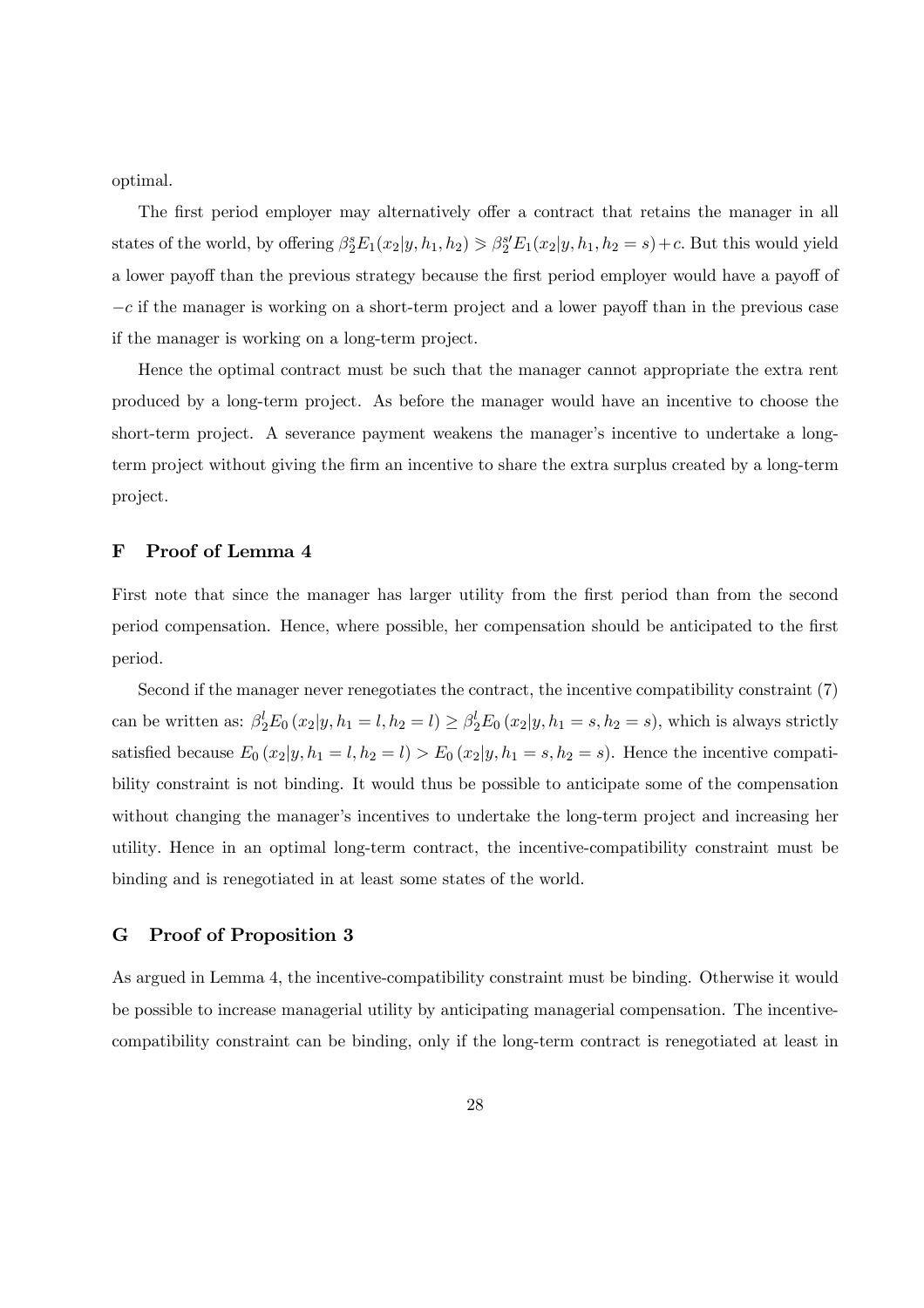optimal.

The first period employer may alternatively offer a contract that retains the manager in all states of the world, by offering $\beta_2^s E_1(x_2|y, h_1, h_2) \geqslant \beta_2^{s\prime} E_1(x_2|y, h_1, h_2 = s) + c$. But this would yield a lower payoff than the previous strategy because the first period employer would have a payoff of $-c$ if the manager is working on a short-term project and a lower payoff than in the previous case if the manager is working on a long-term project.

Hence the optimal contract must be such that the manager cannot appropriate the extra rent produced by a long-term project. As before the manager would have an incentive to choose the short-term project. A severance payment weakens the manager's incentive to undertake a long-term project without giving the firm an incentive to share the extra surplus created by a long-term project.

## F Proof of Lemma 4

First note that since the manager has larger utility from the first period than from the second period compensation. Hence, where possible, her compensation should be anticipated to the first period.

Second if the manager never renegotiates the contract, the incentive compatibility constraint (7) can be written as: $\beta_2^l E_0(x_2|y, h_1 = l, h_2 = l) \geq \beta_2^l E_0(x_2|y, h_1 = s, h_2 = s)$, which is always strictly satisfied because $E_0(x_2|y, h_1 = l, h_2 = l) > E_0(x_2|y, h_1 = s, h_2 = s)$. Hence the incentive compatibility constraint is not binding. It would thus be possible to anticipate some of the compensation without changing the manager's incentives to undertake the long-term project and increasing her utility. Hence in an optimal long-term contract, the incentive-compatibility constraint must be binding and is renegotiated in at least some states of the world.

## G Proof of Proposition 3

As argued in Lemma 4, the incentive-compatibility constraint must be binding. Otherwise it would be possible to increase managerial utility by anticipating managerial compensation. The incentive-compatibility constraint can be binding, only if the long-term contract is renegotiated at least in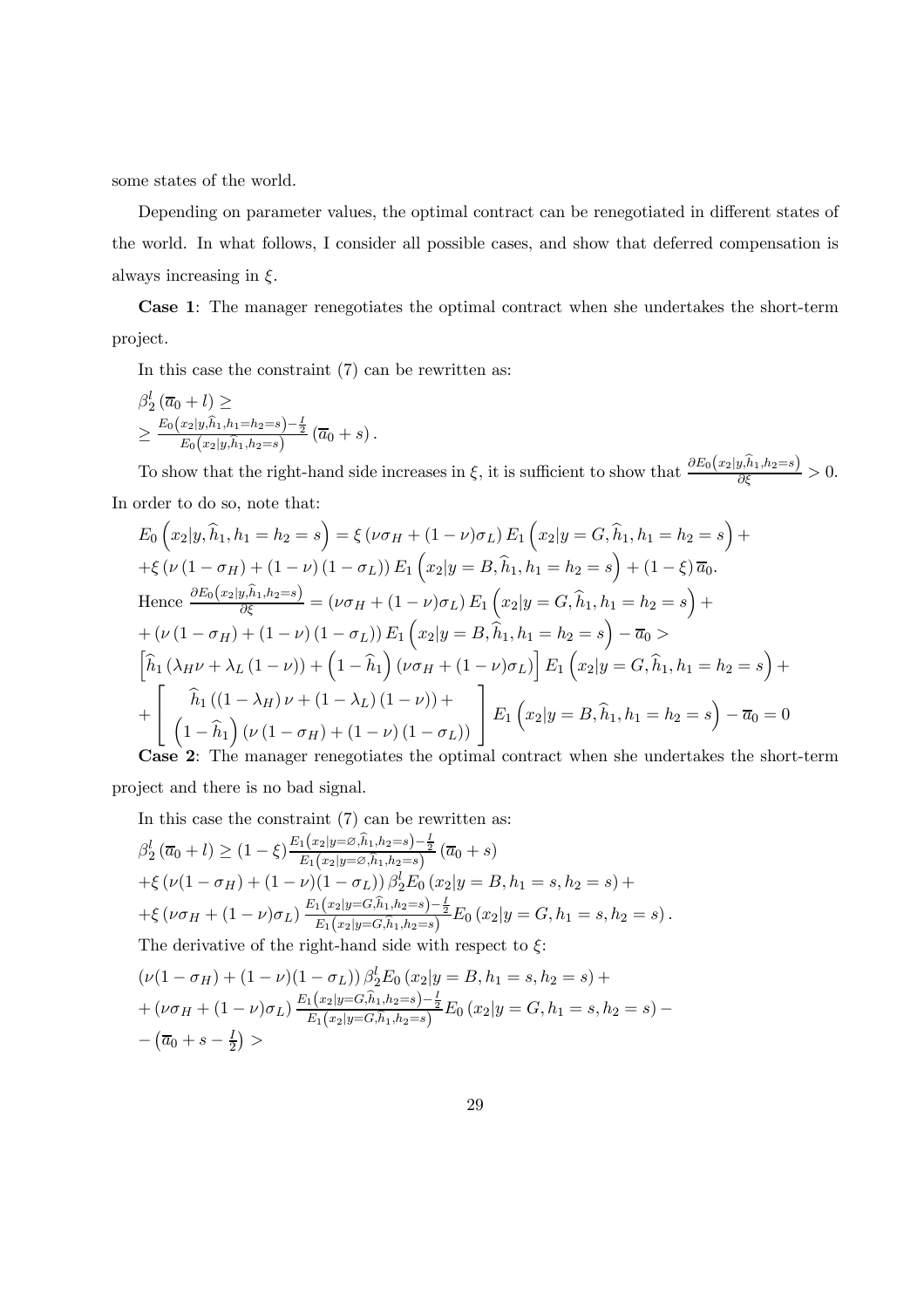some states of the world.

Depending on parameter values, the optimal contract can be renegotiated in different states of the world. In what follows, I consider all possible cases, and show that deferred compensation is always increasing in $\xi$.

**Case 1**: The manager renegotiates the optimal contract when she undertakes the short-term project.

In this case the constraint (7) can be rewritten as:

$$\beta_2^l\left(\overline{a}_0+l\right)\geq$$
$$\geq\frac{E_0\left(x_2|y,\widehat{h}_1,h_1=h_2=s\right)-\frac{I}{2}}{E_0\left(x_2|y,\widehat{h}_1,h_2=s\right)}\left(\overline{a}_0+s\right).$$

To show that the right-hand side increases in $\xi$, it is sufficient to show that $\frac{\partial E_0\left(x_2|y,\widehat{h}_1,h_2=s\right)}{\partial\xi}>0$. In order to do so, note that:

$$E_0\left(x_2|y,\widehat{h}_1,h_1=h_2=s\right)=\xi\left(\nu\sigma_H+(1-\nu)\sigma_L\right)E_1\left(x_2|y=G,\widehat{h}_1,h_1=h_2=s\right)+$$
$$+\xi\left(\nu\left(1-\sigma_H\right)+(1-\nu)\left(1-\sigma_L\right)\right)E_1\left(x_2|y=B,\widehat{h}_1,h_1=h_2=s\right)+(1-\xi)\,\overline{a}_0.$$

Hence $\frac{\partial E_0\left(x_2|y,\widehat{h}_1,h_2=s\right)}{\partial\xi}=\left(\nu\sigma_H+(1-\nu)\sigma_L\right)E_1\left(x_2|y=G,\widehat{h}_1,h_1=h_2=s\right)+$

$$+\left(\nu\left(1-\sigma_H\right)+(1-\nu)\left(1-\sigma_L\right)\right)E_1\left(x_2|y=B,\widehat{h}_1,h_1=h_2=s\right)-\overline{a}_0>$$
$$\left[\widehat{h}_1\left(\lambda_H\nu+\lambda_L\left(1-\nu\right)\right)+\left(1-\widehat{h}_1\right)\left(\nu\sigma_H+(1-\nu)\sigma_L\right)\right]E_1\left(x_2|y=G,\widehat{h}_1,h_1=h_2=s\right)+$$
$$+\left[\begin{array}{c}\widehat{h}_1\left(\left(1-\lambda_H\right)\nu+\left(1-\lambda_L\right)\left(1-\nu\right)\right)+\\ \left(1-\widehat{h}_1\right)\left(\nu\left(1-\sigma_H\right)+\left(1-\nu\right)\left(1-\sigma_L\right)\right)\end{array}\right]E_1\left(x_2|y=B,\widehat{h}_1,h_1=h_2=s\right)-\overline{a}_0=0$$

**Case 2**: The manager renegotiates the optimal contract when she undertakes the short-term project and there is no bad signal.

In this case the constraint (7) can be rewritten as:

$$\beta_2^l\left(\overline{a}_0+l\right)\geq(1-\xi)\frac{E_1\left(x_2|y=\varnothing,\widehat{h}_1,h_2=s\right)-\frac{I}{2}}{E_1\left(x_2|y=\varnothing,\widehat{h}_1,h_2=s\right)}\left(\overline{a}_0+s\right)$$
$$+\xi\left(\nu(1-\sigma_H)+(1-\nu)(1-\sigma_L)\right)\beta_2^lE_0\left(x_2|y=B,h_1=s,h_2=s\right)+$$
$$+\xi\left(\nu\sigma_H+(1-\nu)\sigma_L\right)\frac{E_1\left(x_2|y=G,\widehat{h}_1,h_2=s\right)-\frac{I}{2}}{E_1\left(x_2|y=G,\widehat{h}_1,h_2=s\right)}E_0\left(x_2|y=G,h_1=s,h_2=s\right).$$

The derivative of the right-hand side with respect to $\xi$:

$$\left(\nu(1-\sigma_H)+(1-\nu)(1-\sigma_L)\right)\beta_2^lE_0\left(x_2|y=B,h_1=s,h_2=s\right)+$$
$$+\left(\nu\sigma_H+(1-\nu)\sigma_L\right)\frac{E_1\left(x_2|y=G,\widehat{h}_1,h_2=s\right)-\frac{I}{2}}{E_1\left(x_2|y=G,\widehat{h}_1,h_2=s\right)}E_0\left(x_2|y=G,h_1=s,h_2=s\right)-$$
$$-\left(\overline{a}_0+s-\tfrac{I}{2}\right)>$$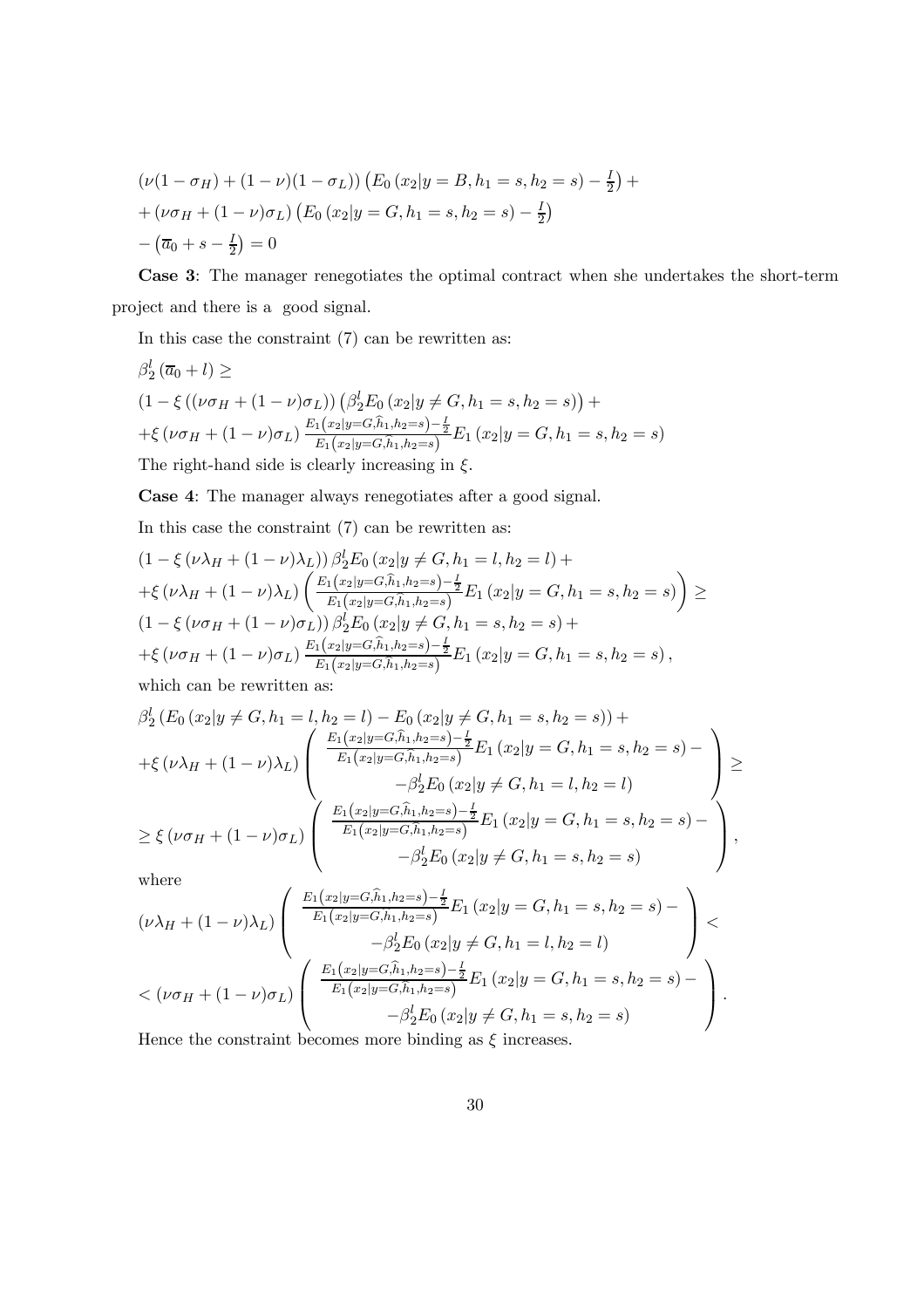$$(\nu(1-\sigma_H)+(1-\nu)(1-\sigma_L))\left(E_0\left(x_2|y=B,h_1=s,h_2=s\right)-\tfrac{I}{2}\right)+$$
$$+\left(\nu\sigma_H+(1-\nu)\sigma_L\right)\left(E_0\left(x_2|y=G,h_1=s,h_2=s\right)-\tfrac{I}{2}\right)$$
$$-\left(\overline{a}_0+s-\tfrac{I}{2}\right)=0$$

**Case 3**: The manager renegotiates the optimal contract when she undertakes the short-term project and there is a good signal.

In this case the constraint (7) can be rewritten as:

$$\beta_2^l\left(\overline{a}_0+l\right)\geq$$
$$\left(1-\xi\left((\nu\sigma_H+(1-\nu)\sigma_L\right)\right)\left(\beta_2^l E_0\left(x_2|y\neq G,h_1=s,h_2=s\right)\right)+$$
$$+\xi\left(\nu\sigma_H+(1-\nu)\sigma_L\right)\frac{E_1\left(x_2|y=G,\widehat{h}_1,h_2=s\right)-\frac{I}{2}}{E_1\left(x_2|y=G,\widehat{h}_1,h_2=s\right)}E_1\left(x_2|y=G,h_1=s,h_2=s\right)$$

The right-hand side is clearly increasing in $\xi$.

**Case 4**: The manager always renegotiates after a good signal.

In this case the constraint (7) can be rewritten as:

$$\left(1-\xi\left(\nu\lambda_H+(1-\nu)\lambda_L\right)\right)\beta_2^l E_0\left(x_2|y\neq G,h_1=l,h_2=l\right)+$$
$$+\xi\left(\nu\lambda_H+(1-\nu)\lambda_L\right)\left(\frac{E_1\left(x_2|y=G,\widehat{h}_1,h_2=s\right)-\frac{I}{2}}{E_1\left(x_2|y=G,\widehat{h}_1,h_2=s\right)}E_1\left(x_2|y=G,h_1=s,h_2=s\right)\right)\geq$$
$$\left(1-\xi\left(\nu\sigma_H+(1-\nu)\sigma_L\right)\right)\beta_2^l E_0\left(x_2|y\neq G,h_1=s,h_2=s\right)+$$
$$+\xi\left(\nu\sigma_H+(1-\nu)\sigma_L\right)\frac{E_1\left(x_2|y=G,\widehat{h}_1,h_2=s\right)-\frac{I}{2}}{E_1\left(x_2|y=G,\widehat{h}_1,h_2=s\right)}E_1\left(x_2|y=G,h_1=s,h_2=s\right),$$

which can be rewritten as:

$$\beta_2^l\left(E_0\left(x_2|y\neq G,h_1=l,h_2=l\right)-E_0\left(x_2|y\neq G,h_1=s,h_2=s\right)\right)+$$
$$+\xi\left(\nu\lambda_H+(1-\nu)\lambda_L\right)\left(\begin{array}{c}\frac{E_1\left(x_2|y=G,\widehat{h}_1,h_2=s\right)-\frac{I}{2}}{E_1\left(x_2|y=G,\widehat{h}_1,h_2=s\right)}E_1\left(x_2|y=G,h_1=s,h_2=s\right)-\\-\beta_2^l E_0\left(x_2|y\neq G,h_1=l,h_2=l\right)\end{array}\right)\geq$$
$$\geq\xi\left(\nu\sigma_H+(1-\nu)\sigma_L\right)\left(\begin{array}{c}\frac{E_1\left(x_2|y=G,\widehat{h}_1,h_2=s\right)-\frac{I}{2}}{E_1\left(x_2|y=G,\widehat{h}_1,h_2=s\right)}E_1\left(x_2|y=G,h_1=s,h_2=s\right)-\\-\beta_2^l E_0\left(x_2|y\neq G,h_1=s,h_2=s\right)\end{array}\right),$$

where

$$\left(\nu\lambda_H+(1-\nu)\lambda_L\right)\left(\begin{array}{c}\frac{E_1\left(x_2|y=G,\widehat{h}_1,h_2=s\right)-\frac{I}{2}}{E_1\left(x_2|y=G,h_1,h_2=s\right)}E_1\left(x_2|y=G,h_1=s,h_2=s\right)-\\-\beta_2^l E_0\left(x_2|y\neq G,h_1=l,h_2=l\right)\end{array}\right)<$$
$$<\left(\nu\sigma_H+(1-\nu)\sigma_L\right)\left(\begin{array}{c}\frac{E_1\left(x_2|y=G,\widehat{h}_1,h_2=s\right)-\frac{I}{2}}{E_1\left(x_2|y=G,\widehat{h}_1,h_2=s\right)}E_1\left(x_2|y=G,h_1=s,h_2=s\right)-\\-\beta_2^l E_0\left(x_2|y\neq G,h_1=s,h_2=s\right)\end{array}\right).$$

Hence the constraint becomes more binding as $\xi$ increases.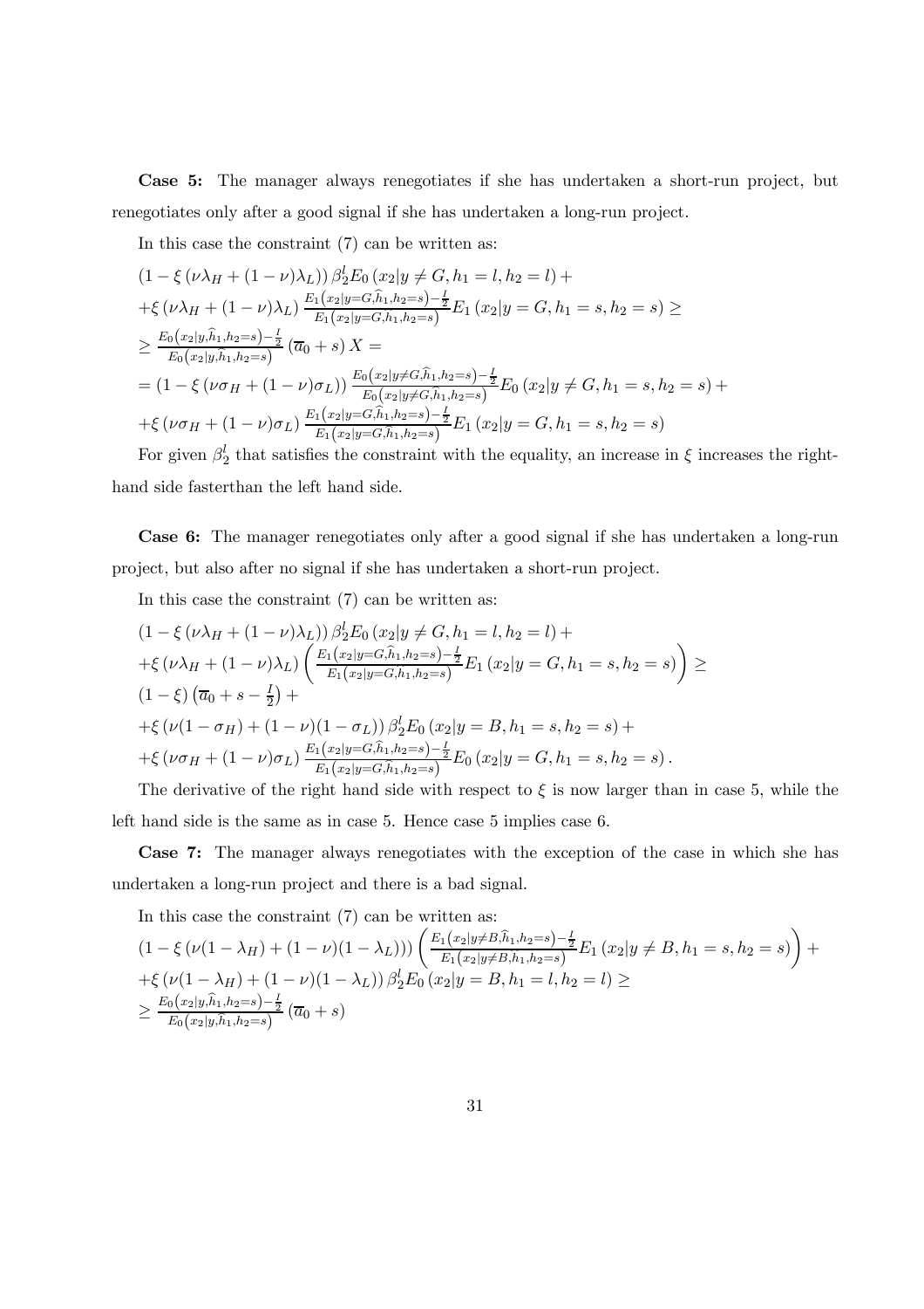**Case 5:** The manager always renegotiates if she has undertaken a short-run project, but renegotiates only after a good signal if she has undertaken a long-run project.

In this case the constraint (7) can be written as:

$$
\begin{aligned}
&(1-\xi(\nu\lambda_H+(1-\nu)\lambda_L))\,\beta_2^l E_0(x_2|y\neq G,h_1=l,h_2=l)+\\
&+\xi(\nu\lambda_H+(1-\nu)\lambda_L)\,\frac{E_1\left(x_2|y=G,\widehat{h}_1,h_2=s\right)-\frac{I}{2}}{E_1\left(x_2|y=G,\widehat{h}_1,h_2=s\right)}E_1(x_2|y=G,h_1=s,h_2=s)\geq\\
&\geq\frac{E_0\left(x_2|y,\widehat{h}_1,h_2=s\right)-\frac{I}{2}}{E_0\left(x_2|y,\widehat{h}_1,h_2=s\right)}\left(\overline{a}_0+s\right)X=\\
&=(1-\xi(\nu\sigma_H+(1-\nu)\sigma_L))\,\frac{E_0\left(x_2|y\neq G,\widehat{h}_1,h_2=s\right)-\frac{I}{2}}{E_0\left(x_2|y\neq G,\widehat{h}_1,h_2=s\right)}E_0(x_2|y\neq G,h_1=s,h_2=s)+\\
&+\xi(\nu\sigma_H+(1-\nu)\sigma_L)\,\frac{E_1\left(x_2|y=G,\widehat{h}_1,h_2=s\right)-\frac{I}{2}}{E_1\left(x_2|y=G,\widehat{h}_1,h_2=s\right)}E_1(x_2|y=G,h_1=s,h_2=s)
\end{aligned}
$$

For given $\beta_2^l$ that satisfies the constraint with the equality, an increase in $\xi$ increases the right-hand side fasterthan the left hand side.

**Case 6:** The manager renegotiates only after a good signal if she has undertaken a long-run project, but also after no signal if she has undertaken a short-run project.

In this case the constraint (7) can be written as:

$$
\begin{aligned}
&(1-\xi(\nu\lambda_H+(1-\nu)\lambda_L))\,\beta_2^l E_0(x_2|y\neq G,h_1=l,h_2=l)+\\
&+\xi(\nu\lambda_H+(1-\nu)\lambda_L)\left(\frac{E_1\left(x_2|y=G,\widehat{h}_1,h_2=s\right)-\frac{I}{2}}{E_1\left(x_2|y=G,\widehat{h}_1,h_2=s\right)}E_1(x_2|y=G,h_1=s,h_2=s)\right)\geq\\
&(1-\xi)\left(\overline{a}_0+s-\tfrac{I}{2}\right)+\\
&+\xi(\nu(1-\sigma_H)+(1-\nu)(1-\sigma_L))\,\beta_2^l E_0(x_2|y=B,h_1=s,h_2=s)+\\
&+\xi(\nu\sigma_H+(1-\nu)\sigma_L)\,\frac{E_1\left(x_2|y=G,\widehat{h}_1,h_2=s\right)-\frac{I}{2}}{E_1\left(x_2|y=G,\widehat{h}_1,h_2=s\right)}E_0(x_2|y=G,h_1=s,h_2=s).
\end{aligned}
$$

The derivative of the right hand side with respect to $\xi$ is now larger than in case 5, while the left hand side is the same as in case 5. Hence case 5 implies case 6.

**Case 7:** The manager always renegotiates with the exception of the case in which she has undertaken a long-run project and there is a bad signal.

In this case the constraint (7) can be written as:

$$
\begin{aligned}
&(1-\xi(\nu(1-\lambda_H)+(1-\nu)(1-\lambda_L)))\left(\frac{E_1\left(x_2|y\neq B,\widehat{h}_1,h_2=s\right)-\frac{I}{2}}{E_1\left(x_2|y\neq B,\widehat{h}_1,h_2=s\right)}E_1(x_2|y\neq B,h_1=s,h_2=s)\right)+\\
&+\xi(\nu(1-\lambda_H)+(1-\nu)(1-\lambda_L))\,\beta_2^l E_0(x_2|y=B,h_1=l,h_2=l)\geq\\
&\geq\frac{E_0\left(x_2|y,\widehat{h}_1,h_2=s\right)-\frac{I}{2}}{E_0\left(x_2|y,\widehat{h}_1,h_2=s\right)}\left(\overline{a}_0+s\right)
\end{aligned}
$$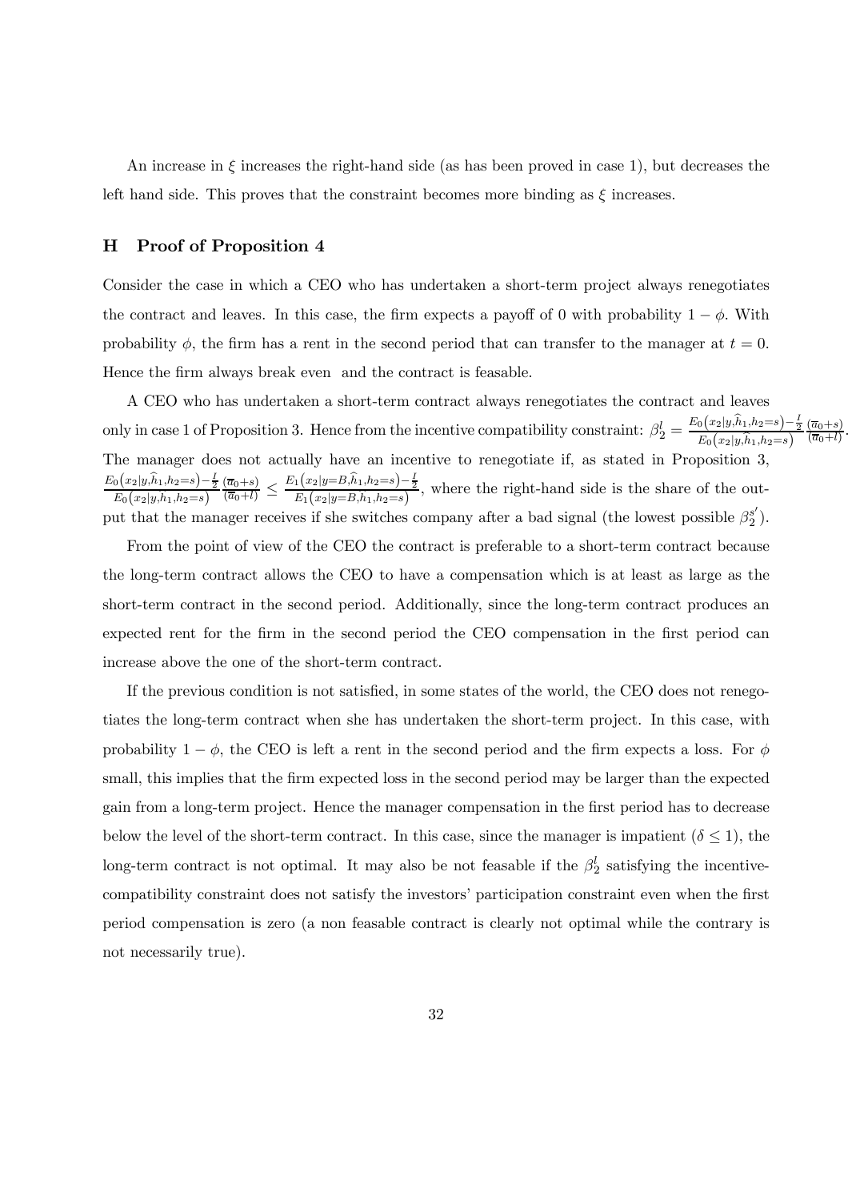An increase in $\xi$ increases the right-hand side (as has been proved in case 1), but decreases the left hand side. This proves that the constraint becomes more binding as $\xi$ increases.

## H Proof of Proposition 4

Consider the case in which a CEO who has undertaken a short-term project always renegotiates the contract and leaves. In this case, the firm expects a payoff of 0 with probability $1-\phi$. With probability $\phi$, the firm has a rent in the second period that can transfer to the manager at $t=0$. Hence the firm always break even and the contract is feasable.

A CEO who has undertaken a short-term contract always renegotiates the contract and leaves only in case 1 of Proposition 3. Hence from the incentive compatibility constraint: $\beta_2^l = \frac{E_0(x_2|y,\widehat{h}_1,h_2=s)-\frac{I}{2}}{E_0(x_2|y,\widehat{h}_1,h_2=s)} \frac{(\overline{a}_0+s)}{(\overline{a}_0+l)}$. The manager does not actually have an incentive to renegotiate if, as stated in Proposition 3, $\frac{E_0(x_2|y,\widehat{h}_1,h_2=s)-\frac{I}{2}}{E_0(x_2|y,\widehat{h}_1,h_2=s)} \frac{(\overline{a}_0+s)}{(\overline{a}_0+l)} \leq \frac{E_1(x_2|y=B,\widehat{h}_1,h_2=s)-\frac{I}{2}}{E_1(x_2|y=B,h_1,h_2=s)}$, where the right-hand side is the share of the output that the manager receives if she switches company after a bad signal (the lowest possible $\beta_2^{s'}$).

From the point of view of the CEO the contract is preferable to a short-term contract because the long-term contract allows the CEO to have a compensation which is at least as large as the short-term contract in the second period. Additionally, since the long-term contract produces an expected rent for the firm in the second period the CEO compensation in the first period can increase above the one of the short-term contract.

If the previous condition is not satisfied, in some states of the world, the CEO does not renegotiates the long-term contract when she has undertaken the short-term project. In this case, with probability $1-\phi$, the CEO is left a rent in the second period and the firm expects a loss. For $\phi$ small, this implies that the firm expected loss in the second period may be larger than the expected gain from a long-term project. Hence the manager compensation in the first period has to decrease below the level of the short-term contract. In this case, since the manager is impatient ($\delta \leq 1$), the long-term contract is not optimal. It may also be not feasable if the $\beta_2^l$ satisfying the incentive-compatibility constraint does not satisfy the investors' participation constraint even when the first period compensation is zero (a non feasable contract is clearly not optimal while the contrary is not necessarily true).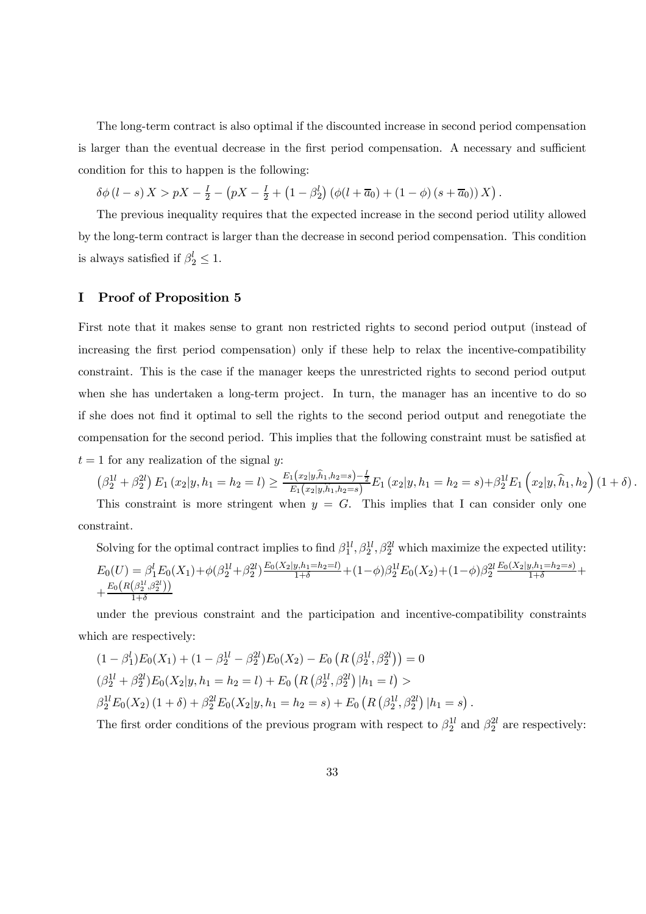The long-term contract is also optimal if the discounted increase in second period compensation is larger than the eventual decrease in the first period compensation. A necessary and sufficient condition for this to happen is the following:

$\delta\phi\left(l-s\right)X > pX - \frac{I}{2} - \left(pX - \frac{I}{2} + \left(1-\beta_2^l\right)\left(\phi(l+\overline{a}_0) + \left(1-\phi\right)\left(s+\overline{a}_0\right)\right)X\right).$

The previous inequality requires that the expected increase in the second period utility allowed by the long-term contract is larger than the decrease in second period compensation. This condition is always satisfied if $\beta_2^l \leq 1$.

## I Proof of Proposition 5

First note that it makes sense to grant non restricted rights to second period output (instead of increasing the first period compensation) only if these help to relax the incentive-compatibility constraint. This is the case if the manager keeps the unrestricted rights to second period output when she has undertaken a long-term project. In turn, the manager has an incentive to do so if she does not find it optimal to sell the rights to the second period output and renegotiate the compensation for the second period. This implies that the following constraint must be satisfied at $t=1$ for any realization of the signal $y$:

$\left(\beta_2^{1l}+\beta_2^{2l}\right)E_1\left(x_2|y,h_1=h_2=l\right) \geq \frac{E_1\left(x_2|y,\widehat{h}_1,h_2=s\right)-\frac{I}{2}}{E_1\left(x_2|y,\widehat{h}_1,h_2=s\right)}E_1\left(x_2|y,h_1=h_2=s\right)+\beta_2^{1l}E_1\left(x_2|y,\widehat{h}_1,h_2\right)(1+\delta).$

This constraint is more stringent when $y=G$. This implies that I can consider only one constraint.

Solving for the optimal contract implies to find $\beta_1^{1l},\beta_2^{1l},\beta_2^{2l}$ which maximize the expected utility:

$E_0(U) = \beta_1^l E_0(X_1) + \phi(\beta_2^{1l}+\beta_2^{2l})\frac{E_0(X_2|y,h_1=h_2=l)}{1+\delta} + (1-\phi)\beta_2^{1l}E_0(X_2) + (1-\phi)\beta_2^{2l}\frac{E_0(X_2|y,h_1=h_2=s)}{1+\delta} + \frac{E_0\left(R\left(\beta_2^{1l},\beta_2^{2l}\right)\right)}{1+\delta}$

under the previous constraint and the participation and incentive-compatibility constraints which are respectively:

$(1-\beta_1^l)E_0(X_1) + (1-\beta_2^{1l}-\beta_2^{2l})E_0(X_2) - E_0\left(R\left(\beta_2^{1l},\beta_2^{2l}\right)\right) = 0$

$(\beta_2^{1l}+\beta_2^{2l})E_0(X_2|y,h_1=h_2=l) + E_0\left(R\left(\beta_2^{1l},\beta_2^{2l}\right)|h_1=l\right) >$

$\beta_2^{1l}E_0(X_2)(1+\delta) + \beta_2^{2l}E_0(X_2|y,h_1=h_2=s) + E_0\left(R\left(\beta_2^{1l},\beta_2^{2l}\right)|h_1=s\right).$

The first order conditions of the previous program with respect to $\beta_2^{1l}$ and $\beta_2^{2l}$ are respectively: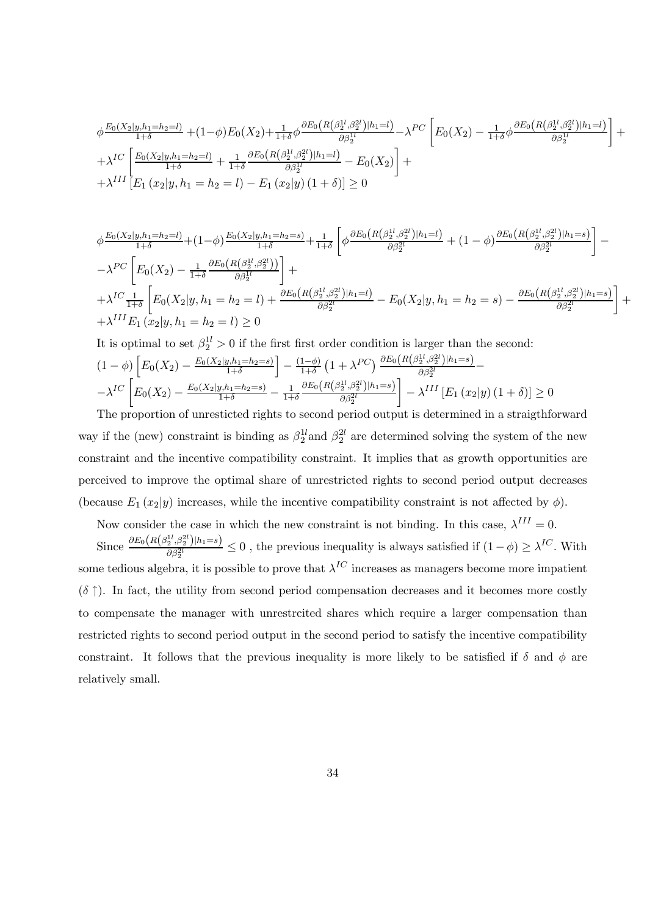$$\phi\frac{E_0(X_2|y,h_1=h_2=l)}{1+\delta}+(1-\phi)E_0(X_2)+\frac{1}{1+\delta}\phi\frac{\partial E_0\left(R\left(\beta_2^{1l},\beta_2^{2l}\right)|h_1=l\right)}{\partial\beta_2^{1l}}-\lambda^{PC}\left[E_0(X_2)-\frac{1}{1+\delta}\phi\frac{\partial E_0\left(R\left(\beta_2^{1l},\beta_2^{2l}\right)|h_1=l\right)}{\partial\beta_2^{1l}}\right]+$$
$$+\lambda^{IC}\left[\frac{E_0(X_2|y,h_1=h_2=l)}{1+\delta}+\frac{1}{1+\delta}\frac{\partial E_0\left(R\left(\beta_2^{1l},\beta_2^{2l}\right)|h_1=l\right)}{\partial\beta_2^{1l}}-E_0(X_2)\right]+$$
$$+\lambda^{III}\left[E_1\left(x_2|y,h_1=h_2=l\right)-E_1\left(x_2|y\right)(1+\delta)\right]\geq 0$$

$$\phi\frac{E_0(X_2|y,h_1=h_2=l)}{1+\delta}+(1-\phi)\frac{E_0(X_2|y,h_1=h_2=s)}{1+\delta}+\frac{1}{1+\delta}\left[\phi\frac{\partial E_0\left(R\left(\beta_2^{1l},\beta_2^{2l}\right)|h_1=l\right)}{\partial\beta_2^{2l}}+(1-\phi)\frac{\partial E_0\left(R\left(\beta_2^{1l},\beta_2^{2l}\right)|h_1=s\right)}{\partial\beta_2^{2l}}\right]-$$
$$-\lambda^{PC}\left[E_0(X_2)-\frac{1}{1+\delta}\frac{\partial E_0\left(R\left(\beta_2^{1l},\beta_2^{2l}\right)\right)}{\partial\beta_2^{1l}}\right]+$$
$$+\lambda^{IC}\frac{1}{1+\delta}\left[E_0(X_2|y,h_1=h_2=l)+\frac{\partial E_0\left(R\left(\beta_2^{1l},\beta_2^{2l}\right)|h_1=l\right)}{\partial\beta_2^{2l}}-E_0(X_2|y,h_1=h_2=s)-\frac{\partial E_0\left(R\left(\beta_2^{1l},\beta_2^{2l}\right)|h_1=s\right)}{\partial\beta_2^{2l}}\right]+$$
$$+\lambda^{III}E_1\left(x_2|y,h_1=h_2=l\right)\geq 0$$

It is optimal to set $\beta_2^{1l}>0$ if the first first order condition is larger than the second:

$$(1-\phi)\left[E_0(X_2)-\frac{E_0(X_2|y,h_1=h_2=s)}{1+\delta}\right]-\frac{(1-\phi)}{1+\delta}\left(1+\lambda^{PC}\right)\frac{\partial E_0\left(R\left(\beta_2^{1l},\beta_2^{2l}\right)|h_1=s\right)}{\partial\beta_2^{2l}}-$$
$$-\lambda^{IC}\left[E_0(X_2)-\frac{E_0(X_2|y,h_1=h_2=s)}{1+\delta}-\frac{1}{1+\delta}\frac{\partial E_0\left(R\left(\beta_2^{1l},\beta_2^{2l}\right)|h_1=s\right)}{\partial\beta_2^{2l}}\right]-\lambda^{III}\left[E_1\left(x_2|y\right)(1+\delta)\right]\geq 0$$

The proportion of unresticted rights to second period output is determined in a straigthforward way if the (new) constraint is binding as $\beta_2^{1l}$ and $\beta_2^{2l}$ are determined solving the system of the new constraint and the incentive compatibility constraint. It implies that as growth opportunities are perceived to improve the optimal share of unrestricted rights to second period output decreases (because $E_1\left(x_2|y\right)$ increases, while the incentive compatibility constraint is not affected by $\phi$).

Now consider the case in which the new constraint is not binding. In this case, $\lambda^{III}=0$.

Since $\frac{\partial E_0\left(R\left(\beta_2^{1l},\beta_2^{2l}\right)|h_1=s\right)}{\partial\beta_2^{2l}}\leq 0$ , the previous inequality is always satisfied if $(1-\phi)\geq\lambda^{IC}$. With some tedious algebra, it is possible to prove that $\lambda^{IC}$ increases as managers become more impatient ($\delta\uparrow$). In fact, the utility from second period compensation decreases and it becomes more costly to compensate the manager with unrestrcited shares which require a larger compensation than restricted rights to second period output in the second period to satisfy the incentive compatibility constraint. It follows that the previous inequality is more likely to be satisfied if $\delta$ and $\phi$ are relatively small.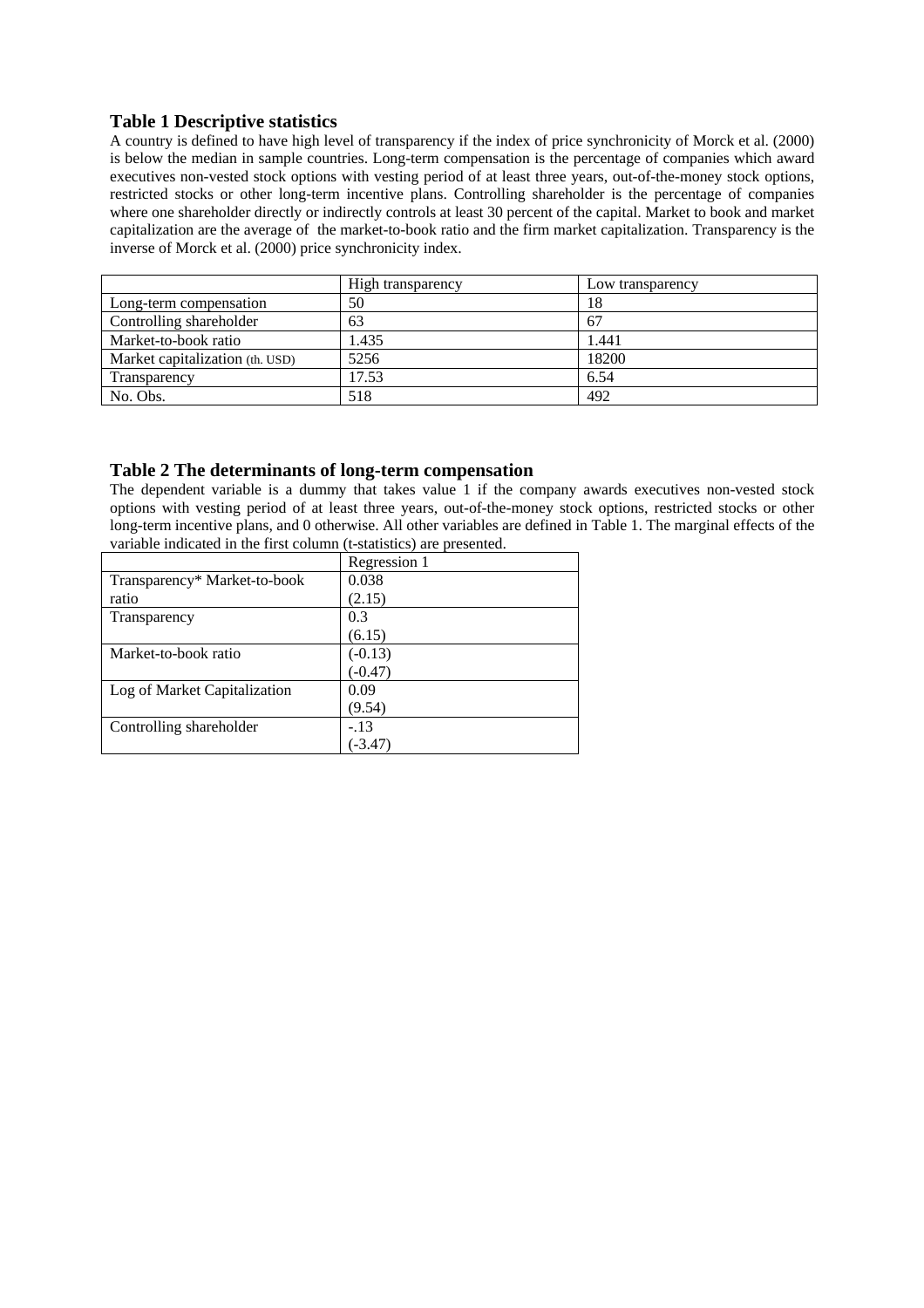### Table 1 Descriptive statistics

A country is defined to have high level of transparency if the index of price synchronicity of Morck et al. (2000) is below the median in sample countries. Long-term compensation is the percentage of companies which award executives non-vested stock options with vesting period of at least three years, out-of-the-money stock options, restricted stocks or other long-term incentive plans. Controlling shareholder is the percentage of companies where one shareholder directly or indirectly controls at least 30 percent of the capital. Market to book and market capitalization are the average of the market-to-book ratio and the firm market capitalization. Transparency is the inverse of Morck et al. (2000) price synchronicity index.

| | High transparency | Low transparency |
|---|---|---|
| Long-term compensation | 50 | 18 |
| Controlling shareholder | 63 | 67 |
| Market-to-book ratio | 1.435 | 1.441 |
| Market capitalization (th. USD) | 5256 | 18200 |
| Transparency | 17.53 | 6.54 |
| No. Obs. | 518 | 492 |

### Table 2 The determinants of long-term compensation

The dependent variable is a dummy that takes value 1 if the company awards executives non-vested stock options with vesting period of at least three years, out-of-the-money stock options, restricted stocks or other long-term incentive plans, and 0 otherwise. All other variables are defined in Table 1. The marginal effects of the variable indicated in the first column (t-statistics) are presented.

| | Regression 1 |
|---|---|
| Transparency* Market-to-book ratio | 0.038<br>(2.15) |
| Transparency | 0.3<br>(6.15) |
| Market-to-book ratio | (-0.13)<br>(-0.47) |
| Log of Market Capitalization | 0.09<br>(9.54) |
| Controlling shareholder | -.13<br>(-3.47) |